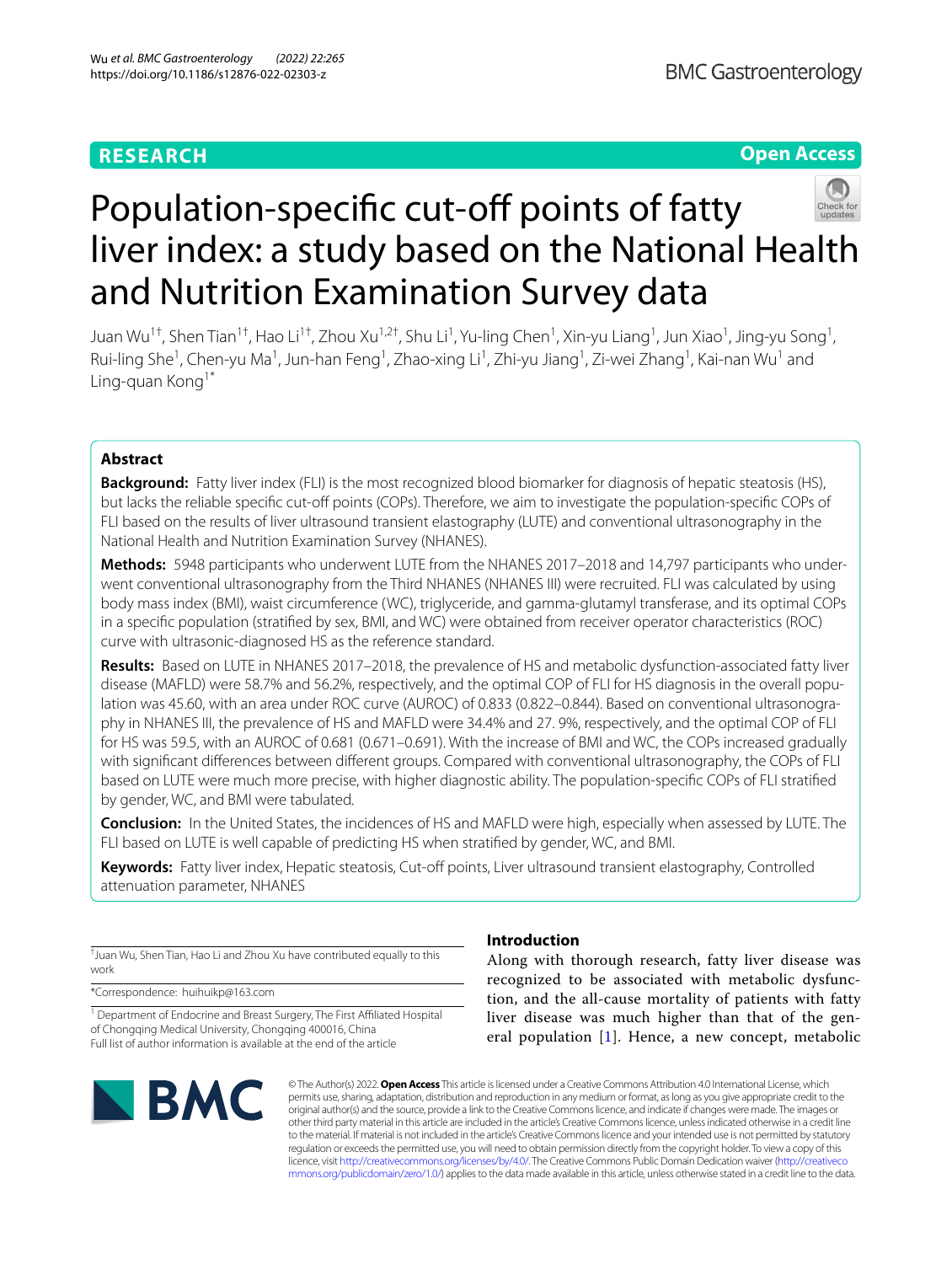**RESEARCH** **Open Access**

# Population-specific cut-off points of fatty liver index: a study based on the National Health and Nutrition Examination Survey data

Juan Wu[1†], Shen Tian[1†], Hao Li[1†], Zhou Xu[1,2†], Shu Li[1], Yu-ling Chen[1], Xin-yu Liang[1], Jun Xiao[1], Jing-yu Song[1], Rui-ling She[1], Chen-yu Ma[1], Jun-han Feng[1], Zhao-xing Li[1], Zhi-yu Jiang[1], Zi-wei Zhang[1], Kai-nan Wu[1] and Ling-quan Kong[1*]

## Abstract

**Background:** Fatty liver index (FLI) is the most recognized blood biomarker for diagnosis of hepatic steatosis (HS), but lacks the reliable specific cut-off points (COPs). Therefore, we aim to investigate the population-specific COPs of FLI based on the results of liver ultrasound transient elastography (LUTE) and conventional ultrasonography in the National Health and Nutrition Examination Survey (NHANES).

**Methods:** 5948 participants who underwent LUTE from the NHANES 2017–2018 and 14,797 participants who underwent conventional ultrasonography from the Third NHANES (NHANES III) were recruited. FLI was calculated by using body mass index (BMI), waist circumference (WC), triglyceride, and gamma-glutamyl transferase, and its optimal COPs in a specific population (stratified by sex, BMI, and WC) were obtained from receiver operator characteristics (ROC) curve with ultrasonic-diagnosed HS as the reference standard.

**Results:** Based on LUTE in NHANES 2017–2018, the prevalence of HS and metabolic dysfunction-associated fatty liver disease (MAFLD) were 58.7% and 56.2%, respectively, and the optimal COP of FLI for HS diagnosis in the overall population was 45.60, with an area under ROC curve (AUROC) of 0.833 (0.822–0.844). Based on conventional ultrasonography in NHANES III, the prevalence of HS and MAFLD were 34.4% and 27. 9%, respectively, and the optimal COP of FLI for HS was 59.5, with an AUROC of 0.681 (0.671–0.691). With the increase of BMI and WC, the COPs increased gradually with significant differences between different groups. Compared with conventional ultrasonography, the COPs of FLI based on LUTE were much more precise, with higher diagnostic ability. The population-specific COPs of FLI stratified by gender, WC, and BMI were tabulated.

**Conclusion:** In the United States, the incidences of HS and MAFLD were high, especially when assessed by LUTE. The FLI based on LUTE is well capable of predicting HS when stratified by gender, WC, and BMI.

**Keywords:** Fatty liver index, Hepatic steatosis, Cut-off points, Liver ultrasound transient elastography, Controlled attenuation parameter, NHANES

†Juan Wu, Shen Tian, Hao Li and Zhou Xu have contributed equally to this work

*Correspondence: huihuikp@163.com

[1] Department of Endocrine and Breast Surgery, The First Affiliated Hospital of Chongqing Medical University, Chongqing 400016, China
Full list of author information is available at the end of the article

## Introduction

Along with thorough research, fatty liver disease was recognized to be associated with metabolic dysfunction, and the all-cause mortality of patients with fatty liver disease was much higher than that of the general population [1]. Hence, a new concept, metabolic

© The Author(s) 2022. **Open Access** This article is licensed under a Creative Commons Attribution 4.0 International License, which permits use, sharing, adaptation, distribution and reproduction in any medium or format, as long as you give appropriate credit to the original author(s) and the source, provide a link to the Creative Commons licence, and indicate if changes were made. The images or other third party material in this article are included in the article's Creative Commons licence, unless indicated otherwise in a credit line to the material. If material is not included in the article's Creative Commons licence and your intended use is not permitted by statutory regulation or exceeds the permitted use, you will need to obtain permission directly from the copyright holder. To view a copy of this licence, visit http://creativecommons.org/licenses/by/4.0/. The Creative Commons Public Domain Dedication waiver (http://creativecommons.org/publicdomain/zero/1.0/) applies to the data made available in this article, unless otherwise stated in a credit line to the data.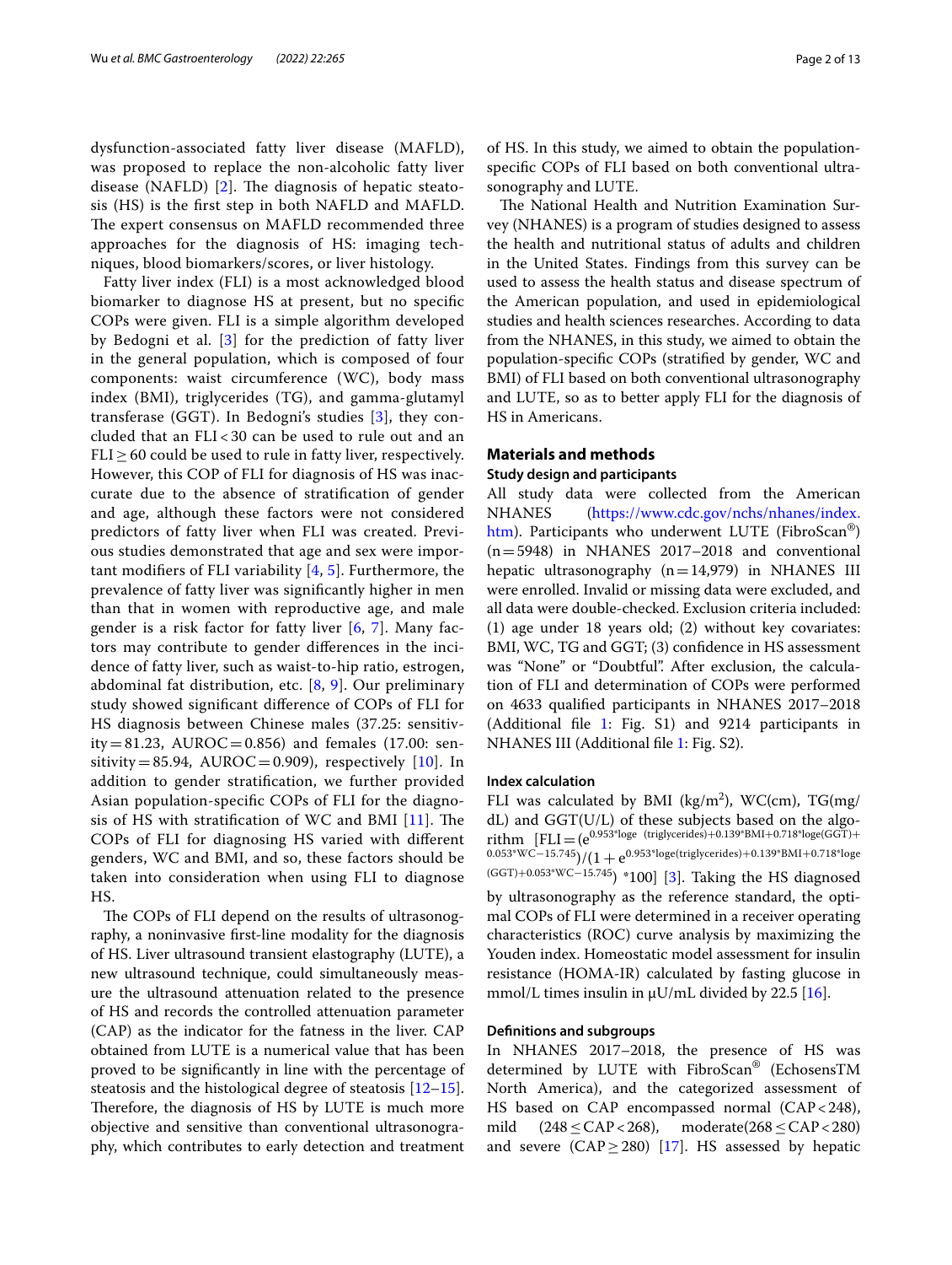dysfunction-associated fatty liver disease (MAFLD), was proposed to replace the non-alcoholic fatty liver disease (NAFLD) [2]. The diagnosis of hepatic steatosis (HS) is the first step in both NAFLD and MAFLD. The expert consensus on MAFLD recommended three approaches for the diagnosis of HS: imaging techniques, blood biomarkers/scores, or liver histology.

Fatty liver index (FLI) is a most acknowledged blood biomarker to diagnose HS at present, but no specific COPs were given. FLI is a simple algorithm developed by Bedogni et al. [3] for the prediction of fatty liver in the general population, which is composed of four components: waist circumference (WC), body mass index (BMI), triglycerides (TG), and gamma-glutamyl transferase (GGT). In Bedogni's studies [3], they concluded that an FLI < 30 can be used to rule out and an FLI ≥ 60 could be used to rule in fatty liver, respectively. However, this COP of FLI for diagnosis of HS was inaccurate due to the absence of stratification of gender and age, although these factors were not considered predictors of fatty liver when FLI was created. Previous studies demonstrated that age and sex were important modifiers of FLI variability [4, 5]. Furthermore, the prevalence of fatty liver was significantly higher in men than that in women with reproductive age, and male gender is a risk factor for fatty liver [6, 7]. Many factors may contribute to gender differences in the incidence of fatty liver, such as waist-to-hip ratio, estrogen, abdominal fat distribution, etc. [8, 9]. Our preliminary study showed significant difference of COPs of FLI for HS diagnosis between Chinese males (37.25: sensitivity = 81.23, AUROC = 0.856) and females (17.00: sensitivity = 85.94, AUROC = 0.909), respectively [10]. In addition to gender stratification, we further provided Asian population-specific COPs of FLI for the diagnosis of HS with stratification of WC and BMI [11]. The COPs of FLI for diagnosing HS varied with different genders, WC and BMI, and so, these factors should be taken into consideration when using FLI to diagnose HS.

The COPs of FLI depend on the results of ultrasonography, a noninvasive first-line modality for the diagnosis of HS. Liver ultrasound transient elastography (LUTE), a new ultrasound technique, could simultaneously measure the ultrasound attenuation related to the presence of HS and records the controlled attenuation parameter (CAP) as the indicator for the fatness in the liver. CAP obtained from LUTE is a numerical value that has been proved to be significantly in line with the percentage of steatosis and the histological degree of steatosis [12–15]. Therefore, the diagnosis of HS by LUTE is much more objective and sensitive than conventional ultrasonography, which contributes to early detection and treatment of HS. In this study, we aimed to obtain the population-specific COPs of FLI based on both conventional ultrasonography and LUTE.

The National Health and Nutrition Examination Survey (NHANES) is a program of studies designed to assess the health and nutritional status of adults and children in the United States. Findings from this survey can be used to assess the health status and disease spectrum of the American population, and used in epidemiological studies and health sciences researches. According to data from the NHANES, in this study, we aimed to obtain the population-specific COPs (stratified by gender, WC and BMI) of FLI based on both conventional ultrasonography and LUTE, so as to better apply FLI for the diagnosis of HS in Americans.

## Materials and methods

### Study design and participants

All study data were collected from the American NHANES (https://www.cdc.gov/nchs/nhanes/index.htm). Participants who underwent LUTE (FibroScan®) (n = 5948) in NHANES 2017–2018 and conventional hepatic ultrasonography (n = 14,979) in NHANES III were enrolled. Invalid or missing data were excluded, and all data were double-checked. Exclusion criteria included: (1) age under 18 years old; (2) without key covariates: BMI, WC, TG and GGT; (3) confidence in HS assessment was "None" or "Doubtful". After exclusion, the calculation of FLI and determination of COPs were performed on 4633 qualified participants in NHANES 2017–2018 (Additional file 1: Fig. S1) and 9214 participants in NHANES III (Additional file 1: Fig. S2).

### Index calculation

FLI was calculated by BMI (kg/m$^2$), WC(cm), TG(mg/dL) and GGT(U/L) of these subjects based on the algorithm [$FLI = (e^{0.953*\log_e(\text{triglycerides})+0.139*BMI+0.718*\log_e(GGT)+0.053*WC-15.745})/(1+e^{0.953*\log_e(\text{triglycerides})+0.139*BMI+0.718*\log_e(GGT)+0.053*WC-15.745})*100$] [3]. Taking the HS diagnosed by ultrasonography as the reference standard, the optimal COPs of FLI were determined in a receiver operating characteristics (ROC) curve analysis by maximizing the Youden index. Homeostatic model assessment for insulin resistance (HOMA-IR) calculated by fasting glucose in mmol/L times insulin in μU/mL divided by 22.5 [16].

### Definitions and subgroups

In NHANES 2017–2018, the presence of HS was determined by LUTE with FibroScan® (EchosensTM North America), and the categorized assessment of HS based on CAP encompassed normal (CAP < 248), mild (248 ≤ CAP < 268), moderate(268 ≤ CAP < 280) and severe (CAP ≥ 280) [17]. HS assessed by hepatic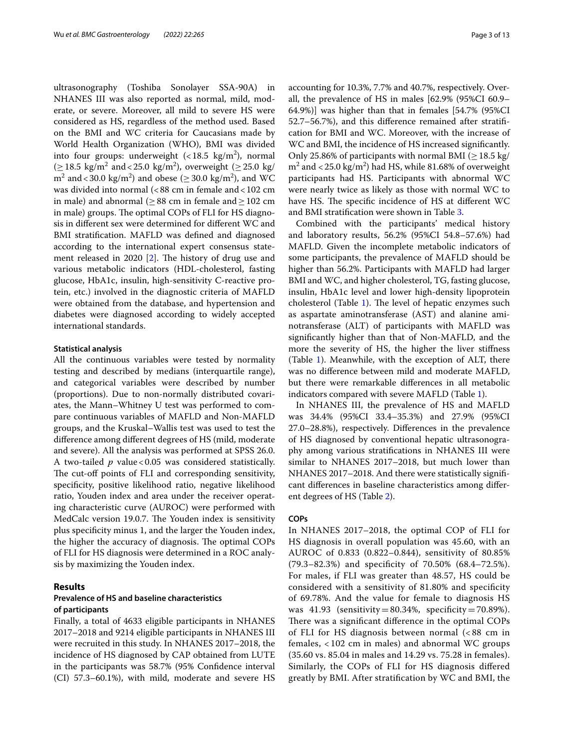ultrasonography (Toshiba Sonolayer SSA-90A) in NHANES III was also reported as normal, mild, moderate, or severe. Moreover, all mild to severe HS were considered as HS, regardless of the method used. Based on the BMI and WC criteria for Caucasians made by World Health Organization (WHO), BMI was divided into four groups: underweight (< 18.5 kg/m$^2$), normal (≥ 18.5 kg/m$^2$ and < 25.0 kg/m$^2$), overweight (≥ 25.0 kg/m$^2$ and < 30.0 kg/m$^2$) and obese (≥ 30.0 kg/m$^2$), and WC was divided into normal (< 88 cm in female and < 102 cm in male) and abnormal (≥ 88 cm in female and ≥ 102 cm in male) groups. The optimal COPs of FLI for HS diagnosis in different sex were determined for different WC and BMI stratification. MAFLD was defined and diagnosed according to the international expert consensus statement released in 2020 [2]. The history of drug use and various metabolic indicators (HDL-cholesterol, fasting glucose, HbA1c, insulin, high-sensitivity C-reactive protein, etc.) involved in the diagnostic criteria of MAFLD were obtained from the database, and hypertension and diabetes were diagnosed according to widely accepted international standards.

#### Statistical analysis

All the continuous variables were tested by normality testing and described by medians (interquartile range), and categorical variables were described by number (proportions). Due to non-normally distributed covariates, the Mann–Whitney U test was performed to compare continuous variables of MAFLD and Non-MAFLD groups, and the Kruskal–Wallis test was used to test the difference among different degrees of HS (mild, moderate and severe). All the analysis was performed at SPSS 26.0. A two-tailed $p$ value < 0.05 was considered statistically. The cut-off points of FLI and corresponding sensitivity, specificity, positive likelihood ratio, negative likelihood ratio, Youden index and area under the receiver operating characteristic curve (AUROC) were performed with MedCalc version 19.0.7. The Youden index is sensitivity plus specificity minus 1, and the larger the Youden index, the higher the accuracy of diagnosis. The optimal COPs of FLI for HS diagnosis were determined in a ROC analysis by maximizing the Youden index.

## Results

### Prevalence of HS and baseline characteristics of participants

Finally, a total of 4633 eligible participants in NHANES 2017–2018 and 9214 eligible participants in NHANES III were recruited in this study. In NHANES 2017–2018, the incidence of HS diagnosed by CAP obtained from LUTE in the participants was 58.7% (95% Confidence interval (CI) 57.3–60.1%), with mild, moderate and severe HS accounting for 10.3%, 7.7% and 40.7%, respectively. Overall, the prevalence of HS in males [62.9% (95%CI 60.9–64.9%)] was higher than that in females [54.7% (95%CI 52.7–56.7%), and this difference remained after stratification for BMI and WC. Moreover, with the increase of WC and BMI, the incidence of HS increased significantly. Only 25.86% of participants with normal BMI (≥ 18.5 kg/m$^2$ and < 25.0 kg/m$^2$) had HS, while 81.68% of overweight participants had HS. Participants with abnormal WC were nearly twice as likely as those with normal WC to have HS. The specific incidence of HS at different WC and BMI stratification were shown in Table 3.

Combined with the participants' medical history and laboratory results, 56.2% (95%CI 54.8–57.6%) had MAFLD. Given the incomplete metabolic indicators of some participants, the prevalence of MAFLD should be higher than 56.2%. Participants with MAFLD had larger BMI and WC, and higher cholesterol, TG, fasting glucose, insulin, HbA1c level and lower high-density lipoprotein cholesterol (Table 1). The level of hepatic enzymes such as aspartate aminotransferase (AST) and alanine aminotransferase (ALT) of participants with MAFLD was significantly higher than that of Non-MAFLD, and the more the severity of HS, the higher the liver stiffness (Table 1). Meanwhile, with the exception of ALT, there was no difference between mild and moderate MAFLD, but there were remarkable differences in all metabolic indicators compared with severe MAFLD (Table 1).

In NHANES III, the prevalence of HS and MAFLD was 34.4% (95%CI 33.4–35.3%) and 27.9% (95%CI 27.0–28.8%), respectively. Differences in the prevalence of HS diagnosed by conventional hepatic ultrasonography among various stratifications in NHANES III were similar to NHANES 2017–2018, but much lower than NHANES 2017–2018. And there were statistically significant differences in baseline characteristics among different degrees of HS (Table 2).

### COPs

In NHANES 2017–2018, the optimal COP of FLI for HS diagnosis in overall population was 45.60, with an AUROC of 0.833 (0.822–0.844), sensitivity of 80.85% (79.3–82.3%) and specificity of 70.50% (68.4–72.5%). For males, if FLI was greater than 48.57, HS could be considered with a sensitivity of 81.80% and specificity of 69.78%. And the value for female to diagnosis HS was 41.93 (sensitivity = 80.34%, specificity = 70.89%). There was a significant difference in the optimal COPs of FLI for HS diagnosis between normal (< 88 cm in females, < 102 cm in males) and abnormal WC groups (35.60 vs. 85.04 in males and 14.29 vs. 75.28 in females). Similarly, the COPs of FLI for HS diagnosis differed greatly by BMI. After stratification by WC and BMI, the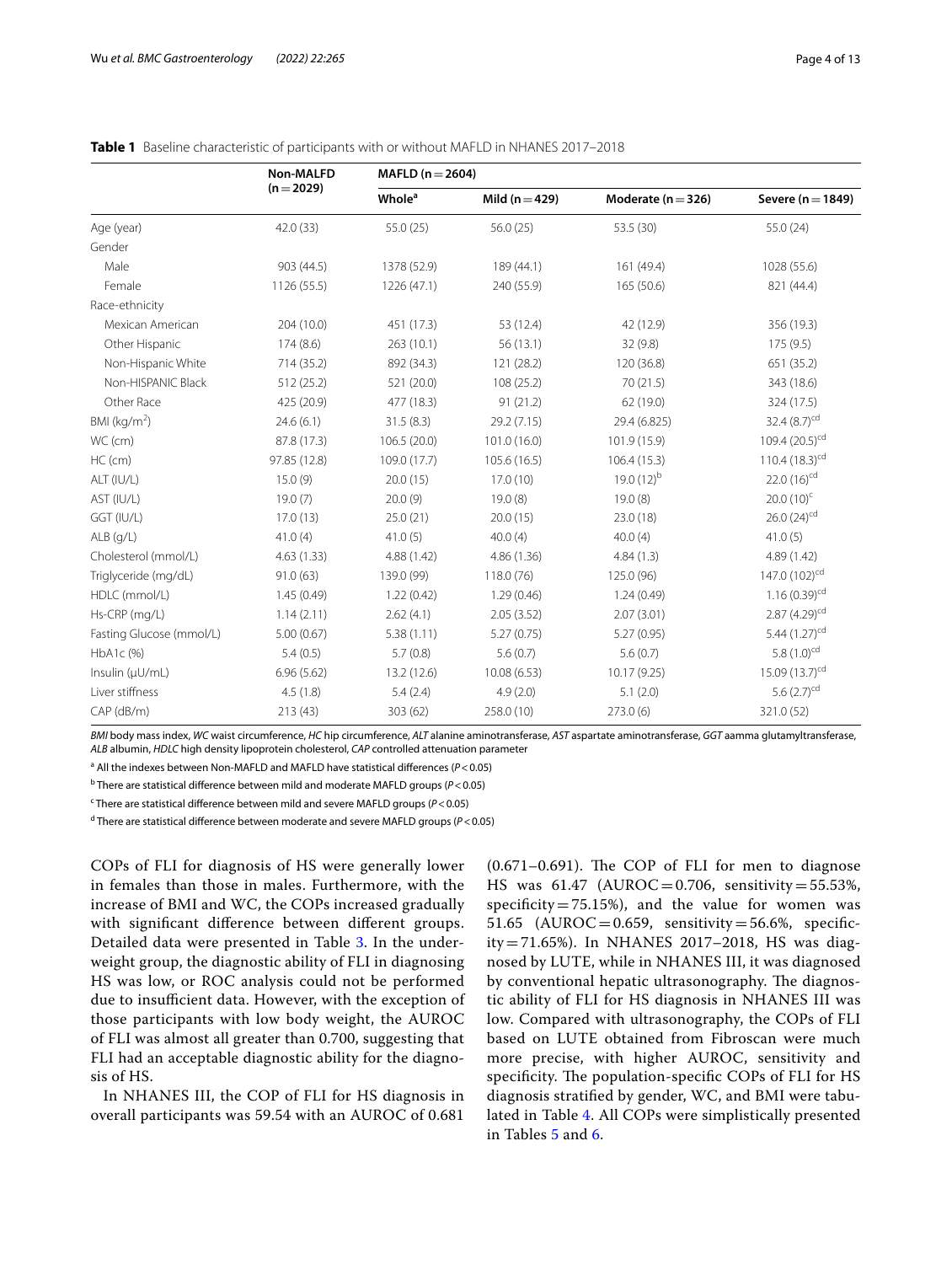**Table 1** Baseline characteristic of participants with or without MAFLD in NHANES 2017–2018

| | Non-MALFD (n = 2029) | MAFLD (n = 2604) | | | |
|---|---|---|---|---|---|
| | | Whole[a] | Mild (n = 429) | Moderate (n = 326) | Severe (n = 1849) |
| Age (year) | 42.0 (33) | 55.0 (25) | 56.0 (25) | 53.5 (30) | 55.0 (24) |
| Gender | | | | | |
| Male | 903 (44.5) | 1378 (52.9) | 189 (44.1) | 161 (49.4) | 1028 (55.6) |
| Female | 1126 (55.5) | 1226 (47.1) | 240 (55.9) | 165 (50.6) | 821 (44.4) |
| Race-ethnicity | | | | | |
| Mexican American | 204 (10.0) | 451 (17.3) | 53 (12.4) | 42 (12.9) | 356 (19.3) |
| Other Hispanic | 174 (8.6) | 263 (10.1) | 56 (13.1) | 32 (9.8) | 175 (9.5) |
| Non-Hispanic White | 714 (35.2) | 892 (34.3) | 121 (28.2) | 120 (36.8) | 651 (35.2) |
| Non-HISPANIC Black | 512 (25.2) | 521 (20.0) | 108 (25.2) | 70 (21.5) | 343 (18.6) |
| Other Race | 425 (20.9) | 477 (18.3) | 91 (21.2) | 62 (19.0) | 324 (17.5) |
| BMI (kg/m$^2$) | 24.6 (6.1) | 31.5 (8.3) | 29.2 (7.15) | 29.4 (6.825) | 32.4 (8.7)[cd] |
| WC (cm) | 87.8 (17.3) | 106.5 (20.0) | 101.0 (16.0) | 101.9 (15.9) | 109.4 (20.5)[cd] |
| HC (cm) | 97.85 (12.8) | 109.0 (17.7) | 105.6 (16.5) | 106.4 (15.3) | 110.4 (18.3)[cd] |
| ALT (IU/L) | 15.0 (9) | 20.0 (15) | 17.0 (10) | 19.0 (12)[b] | 22.0 (16)[cd] |
| AST (IU/L) | 19.0 (7) | 20.0 (9) | 19.0 (8) | 19.0 (8) | 20.0 (10)[c] |
| GGT (IU/L) | 17.0 (13) | 25.0 (21) | 20.0 (15) | 23.0 (18) | 26.0 (24)[cd] |
| ALB (g/L) | 41.0 (4) | 41.0 (5) | 40.0 (4) | 40.0 (4) | 41.0 (5) |
| Cholesterol (mmol/L) | 4.63 (1.33) | 4.88 (1.42) | 4.86 (1.36) | 4.84 (1.3) | 4.89 (1.42) |
| Triglyceride (mg/dL) | 91.0 (63) | 139.0 (99) | 118.0 (76) | 125.0 (96) | 147.0 (102)[cd] |
| HDLC (mmol/L) | 1.45 (0.49) | 1.22 (0.42) | 1.29 (0.46) | 1.24 (0.49) | 1.16 (0.39)[cd] |
| Hs-CRP (mg/L) | 1.14 (2.11) | 2.62 (4.1) | 2.05 (3.52) | 2.07 (3.01) | 2.87 (4.29)[cd] |
| Fasting Glucose (mmol/L) | 5.00 (0.67) | 5.38 (1.11) | 5.27 (0.75) | 5.27 (0.95) | 5.44 (1.27)[cd] |
| HbA1c (%) | 5.4 (0.5) | 5.7 (0.8) | 5.6 (0.7) | 5.6 (0.7) | 5.8 (1.0)[cd] |
| Insulin (μU/mL) | 6.96 (5.62) | 13.2 (12.6) | 10.08 (6.53) | 10.17 (9.25) | 15.09 (13.7)[cd] |
| Liver stiffness | 4.5 (1.8) | 5.4 (2.4) | 4.9 (2.0) | 5.1 (2.0) | 5.6 (2.7)[cd] |
| CAP (dB/m) | 213 (43) | 303 (62) | 258.0 (10) | 273.0 (6) | 321.0 (52) |

*BMI* body mass index, *WC* waist circumference, *HC* hip circumference, *ALT* alanine aminotransferase, *AST* aspartate aminotransferase, *GGT* aamma glutamyltransferase, *ALB* albumin, *HDLC* high density lipoprotein cholesterol, *CAP* controlled attenuation parameter

[a] All the indexes between Non-MAFLD and MAFLD have statistical differences ($P < 0.05$)

[b] There are statistical difference between mild and moderate MAFLD groups ($P < 0.05$)

[c] There are statistical difference between mild and severe MAFLD groups ($P < 0.05$)

[d] There are statistical difference between moderate and severe MAFLD groups ($P < 0.05$)

COPs of FLI for diagnosis of HS were generally lower in females than those in males. Furthermore, with the increase of BMI and WC, the COPs increased gradually with significant difference between different groups. Detailed data were presented in Table 3. In the underweight group, the diagnostic ability of FLI in diagnosing HS was low, or ROC analysis could not be performed due to insufficient data. However, with the exception of those participants with low body weight, the AUROC of FLI was almost all greater than 0.700, suggesting that FLI had an acceptable diagnostic ability for the diagnosis of HS.

In NHANES III, the COP of FLI for HS diagnosis in overall participants was 59.54 with an AUROC of 0.681 (0.671–0.691). The COP of FLI for men to diagnose HS was 61.47 (AUROC = 0.706, sensitivity = 55.53%, specificity = 75.15%), and the value for women was 51.65 (AUROC = 0.659, sensitivity = 56.6%, specificity = 71.65%). In NHANES 2017–2018, HS was diagnosed by LUTE, while in NHANES III, it was diagnosed by conventional hepatic ultrasonography. The diagnostic ability of FLI for HS diagnosis in NHANES III was low. Compared with ultrasonography, the COPs of FLI based on LUTE obtained from Fibroscan were much more precise, with higher AUROC, sensitivity and specificity. The population-specific COPs of FLI for HS diagnosis stratified by gender, WC, and BMI were tabulated in Table 4. All COPs were simplistically presented in Tables 5 and 6.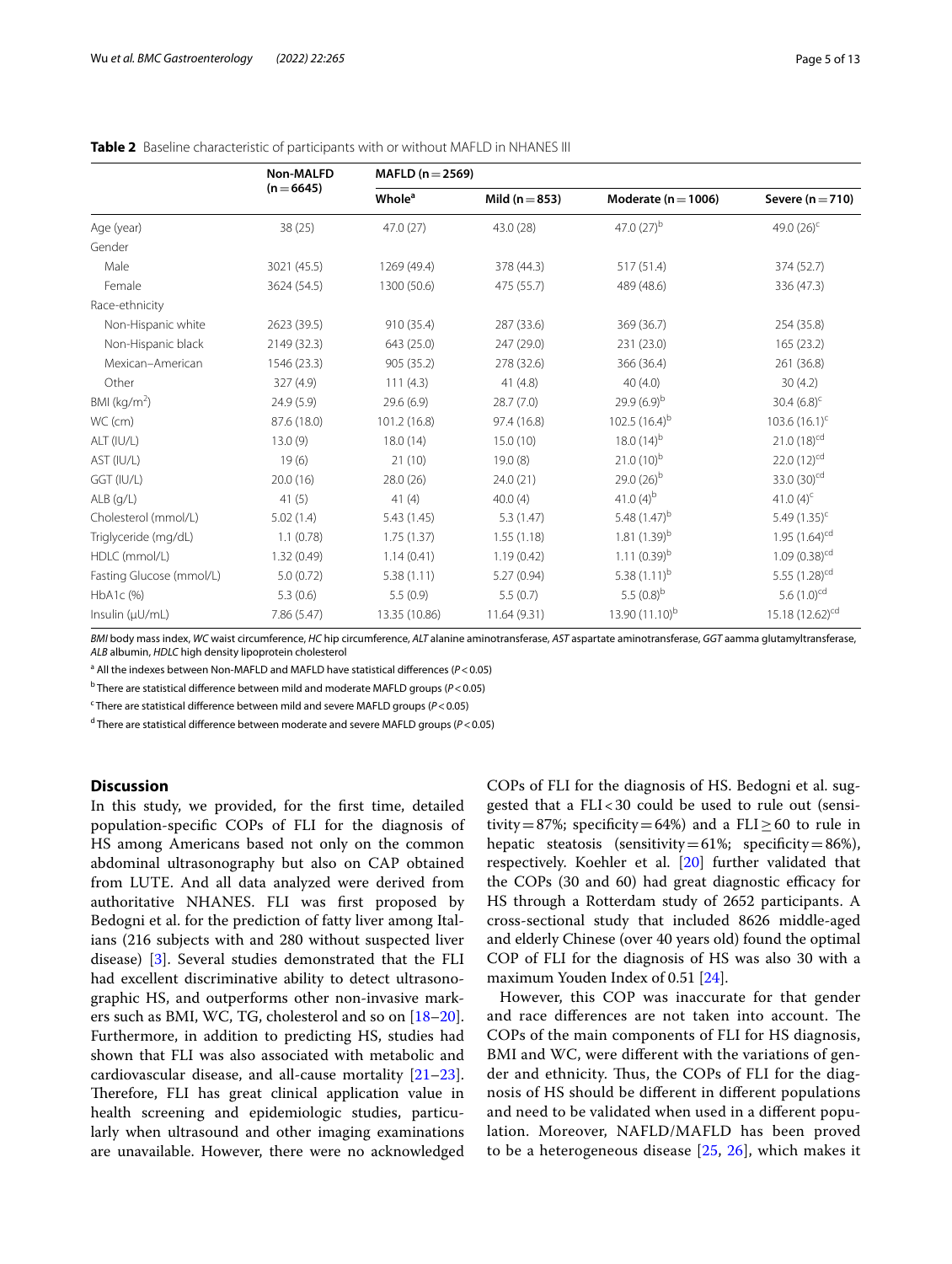**Table 2** Baseline characteristic of participants with or without MAFLD in NHANES III

| | Non-MALFD (n = 6645) | MAFLD (n = 2569) | | | |
|---|---|---|---|---|---|
| | | Whole[a] | Mild (n = 853) | Moderate (n = 1006) | Severe (n = 710) |
| Age (year) | 38 (25) | 47.0 (27) | 43.0 (28) | 47.0 (27)[b] | 49.0 (26)[c] |
| Gender | | | | | |
| Male | 3021 (45.5) | 1269 (49.4) | 378 (44.3) | 517 (51.4) | 374 (52.7) |
| Female | 3624 (54.5) | 1300 (50.6) | 475 (55.7) | 489 (48.6) | 336 (47.3) |
| Race-ethnicity | | | | | |
| Non-Hispanic white | 2623 (39.5) | 910 (35.4) | 287 (33.6) | 369 (36.7) | 254 (35.8) |
| Non-Hispanic black | 2149 (32.3) | 643 (25.0) | 247 (29.0) | 231 (23.0) | 165 (23.2) |
| Mexican–American | 1546 (23.3) | 905 (35.2) | 278 (32.6) | 366 (36.4) | 261 (36.8) |
| Other | 327 (4.9) | 111 (4.3) | 41 (4.8) | 40 (4.0) | 30 (4.2) |
| BMI (kg/m$^2$) | 24.9 (5.9) | 29.6 (6.9) | 28.7 (7.0) | 29.9 (6.9)[b] | 30.4 (6.8)[c] |
| WC (cm) | 87.6 (18.0) | 101.2 (16.8) | 97.4 (16.8) | 102.5 (16.4)[b] | 103.6 (16.1)[c] |
| ALT (IU/L) | 13.0 (9) | 18.0 (14) | 15.0 (10) | 18.0 (14)[b] | 21.0 (18)[cd] |
| AST (IU/L) | 19 (6) | 21 (10) | 19.0 (8) | 21.0 (10)[b] | 22.0 (12)[cd] |
| GGT (IU/L) | 20.0 (16) | 28.0 (26) | 24.0 (21) | 29.0 (26)[b] | 33.0 (30)[cd] |
| ALB (g/L) | 41 (5) | 41 (4) | 40.0 (4) | 41.0 (4)[b] | 41.0 (4)[c] |
| Cholesterol (mmol/L) | 5.02 (1.4) | 5.43 (1.45) | 5.3 (1.47) | 5.48 (1.47)[b] | 5.49 (1.35)[c] |
| Triglyceride (mg/dL) | 1.1 (0.78) | 1.75 (1.37) | 1.55 (1.18) | 1.81 (1.39)[b] | 1.95 (1.64)[cd] |
| HDLC (mmol/L) | 1.32 (0.49) | 1.14 (0.41) | 1.19 (0.42) | 1.11 (0.39)[b] | 1.09 (0.38)[cd] |
| Fasting Glucose (mmol/L) | 5.0 (0.72) | 5.38 (1.11) | 5.27 (0.94) | 5.38 (1.11)[b] | 5.55 (1.28)[cd] |
| HbA1c (%) | 5.3 (0.6) | 5.5 (0.9) | 5.5 (0.7) | 5.5 (0.8)[b] | 5.6 (1.0)[cd] |
| Insulin (μU/mL) | 7.86 (5.47) | 13.35 (10.86) | 11.64 (9.31) | 13.90 (11.10)[b] | 15.18 (12.62)[cd] |

*BMI* body mass index, *WC* waist circumference, *HC* hip circumference, *ALT* alanine aminotransferase, *AST* aspartate aminotransferase, *GGT* aamma glutamyltransferase, *ALB* albumin, *HDLC* high density lipoprotein cholesterol

[a] All the indexes between Non-MAFLD and MAFLD have statistical differences ($P < 0.05$)

[b] There are statistical difference between mild and moderate MAFLD groups ($P < 0.05$)

[c] There are statistical difference between mild and severe MAFLD groups ($P < 0.05$)

[d] There are statistical difference between moderate and severe MAFLD groups ($P < 0.05$)

## Discussion

In this study, we provided, for the first time, detailed population-specific COPs of FLI for the diagnosis of HS among Americans based not only on the common abdominal ultrasonography but also on CAP obtained from LUTE. And all data analyzed were derived from authoritative NHANES. FLI was first proposed by Bedogni et al. for the prediction of fatty liver among Italians (216 subjects with and 280 without suspected liver disease) [3]. Several studies demonstrated that the FLI had excellent discriminative ability to detect ultrasonographic HS, and outperforms other non-invasive markers such as BMI, WC, TG, cholesterol and so on [18–20]. Furthermore, in addition to predicting HS, studies had shown that FLI was also associated with metabolic and cardiovascular disease, and all-cause mortality [21–23]. Therefore, FLI has great clinical application value in health screening and epidemiologic studies, particularly when ultrasound and other imaging examinations are unavailable. However, there were no acknowledged COPs of FLI for the diagnosis of HS. Bedogni et al. suggested that a FLI < 30 could be used to rule out (sensitivity = 87%; specificity = 64%) and a FLI ≥ 60 to rule in hepatic steatosis (sensitivity = 61%; specificity = 86%), respectively. Koehler et al. [20] further validated that the COPs (30 and 60) had great diagnostic efficacy for HS through a Rotterdam study of 2652 participants. A cross-sectional study that included 8626 middle-aged and elderly Chinese (over 40 years old) found the optimal COP of FLI for the diagnosis of HS was also 30 with a maximum Youden Index of 0.51 [24].

However, this COP was inaccurate for that gender and race differences are not taken into account. The COPs of the main components of FLI for HS diagnosis, BMI and WC, were different with the variations of gender and ethnicity. Thus, the COPs of FLI for the diagnosis of HS should be different in different populations and need to be validated when used in a different population. Moreover, NAFLD/MAFLD has been proved to be a heterogeneous disease [25, 26], which makes it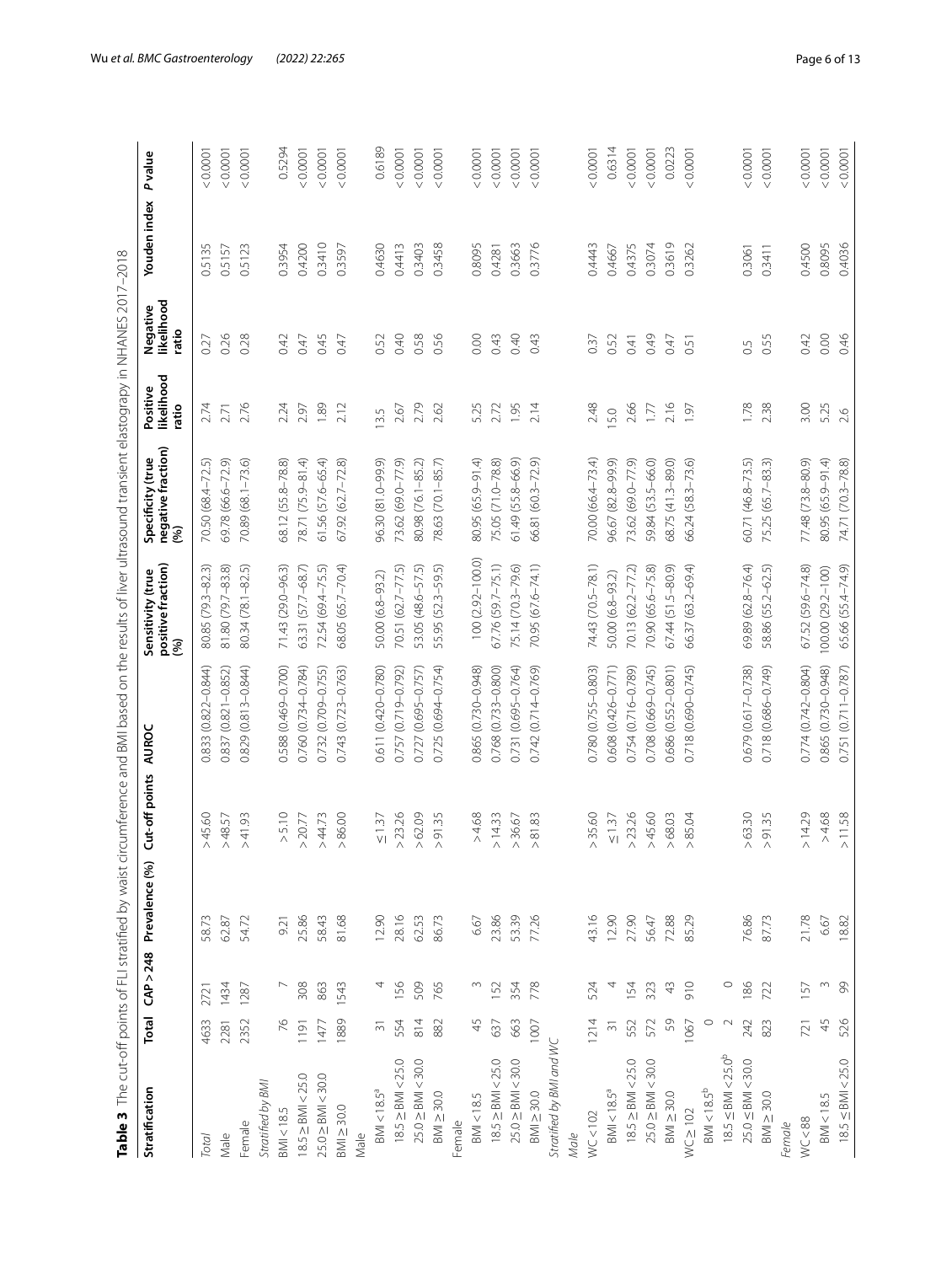**Table 3** The cut-off points of FLI stratified by waist circumference and BMI based on the results of liver ultrasound transient elastography in NHANES 2017–2018

| Stratification | Total | CAP > 248 | Prevalence (%) | Cut-off points | AUROC | Sensitivity (true positive fraction) (%) | Specificity (true negative fraction) (%) | Positive likelihood ratio | Negative likelihood ratio | Youden index | *P* value |
|---|---|---|---|---|---|---|---|---|---|---|---|
| *Total* | 4633 | 2721 | 58.73 | > 45.60 | 0.833 (0.822–0.844) | 80.85 (79.3–82.3) | 70.50 (68.4–72.5) | 2.74 | 0.27 | 0.5135 | < 0.0001 |
| Male | 2281 | 1434 | 62.87 | > 48.57 | 0.837 (0.821–0.852) | 81.80 (79.7–83.8) | 69.78 (66.6–72.9) | 2.71 | 0.26 | 0.5157 | < 0.0001 |
| Female | 2352 | 1287 | 54.72 | > 41.93 | 0.829 (0.813–0.844) | 80.34 (78.1–82.5) | 70.89 (68.1–73.6) | 2.76 | 0.28 | 0.5123 | < 0.0001 |
| *Stratified by BMI* | | | | | | | | | | | |
| BMI < 18.5 | 76 | 7 | 9.21 | > 5.10 | 0.588 (0.469–0.700) | 71.43 (29.0–96.3) | 68.12 (55.8–78.8) | 2.24 | 0.42 | 0.3954 | 0.5294 |
| 18.5 ≥ BMI < 25.0 | 1191 | 308 | 25.86 | > 20.77 | 0.760 (0.734–0.784) | 63.31 (57.7–68.7) | 78.71 (75.9–81.4) | 2.97 | 0.47 | 0.4200 | < 0.0001 |
| 25.0 ≥ BMI < 30.0 | 1477 | 863 | 58.43 | > 44.73 | 0.732 (0.709–0.755) | 72.54 (69.4–75.5) | 61.56 (57.6–65.4) | 1.89 | 0.45 | 0.3410 | < 0.0001 |
| BMI ≥ 30.0 | 1889 | 1543 | 81.68 | > 86.00 | 0.743 (0.723–0.763) | 68.05 (65.7–70.4) | 67.92 (62.7–72.8) | 2.12 | 0.47 | 0.3597 | < 0.0001 |
| Male | | | | | | | | | | | |
| BMI < 18.5[a] | 31 | 4 | 12.90 | ≤ 1.37 | 0.611 (0.420–0.780) | 50.00 (6.8–93.2) | 96.30 (81.0–99.9) | 13.5 | 0.52 | 0.4630 | 0.6189 |
| 18.5 ≥ BMI < 25.0 | 554 | 156 | 28.16 | > 23.26 | 0.757 (0.719–0.792) | 70.51 (62.7–77.5) | 73.62 (69.0–77.9) | 2.67 | 0.40 | 0.4413 | < 0.0001 |
| 25.0 ≥ BMI < 30.0 | 814 | 509 | 62.53 | > 62.09 | 0.727 (0.695–0.757) | 53.05 (48.6–57.5) | 80.98 (76.1–85.2) | 2.79 | 0.58 | 0.3403 | < 0.0001 |
| BMI ≥ 30.0 | 882 | 765 | 86.73 | > 91.35 | 0.725 (0.694–0.754) | 55.95 (52.3–59.5) | 78.63 (70.1–85.7) | 2.62 | 0.56 | 0.3458 | < 0.0001 |
| Female | | | | | | | | | | | |
| BMI < 18.5 | 45 | 3 | 6.67 | > 4.68 | 0.865 (0.730–0.948) | 100 (2.92–100.0) | 80.95 (65.9–91.4) | 5.25 | 0.00 | 0.8095 | < 0.0001 |
| 18.5 ≥ BMI < 25.0 | 637 | 152 | 23.86 | > 14.33 | 0.768 (0.733–0.800) | 67.76 (59.7–75.1) | 75.05 (71.0–78.8) | 2.72 | 0.43 | 0.4281 | < 0.0001 |
| 25.0 ≥ BMI < 30.0 | 663 | 354 | 53.39 | > 36.67 | 0.731 (0.695–0.764) | 75.14 (70.3–79.6) | 61.49 (55.8–66.9) | 1.95 | 0.40 | 0.3663 | < 0.0001 |
| BMI ≥ 30.0 | 1007 | 778 | 77.26 | > 81.83 | 0.742 (0.714–0.769) | 70.95 (67.6–74.1) | 66.81 (60.3–72.9) | 2.14 | 0.43 | 0.3776 | < 0.0001 |
| *Stratified by BMI and WC* | | | | | | | | | | | |
| *Male* | | | | | | | | | | | |
| WC < 102 | 1214 | 524 | 43.16 | > 35.60 | 0.780 (0.755–0.803) | 74.43 (70.5–78.1) | 70.00 (66.4–73.4) | 2.48 | 0.37 | 0.4443 | < 0.0001 |
| BMI < 18.5[a] | 31 | 4 | 12.90 | ≤ 1.37 | 0.608 (0.426–0.771) | 50.00 (6.8–93.2) | 96.67 (82.8–99.9) | 15.0 | 0.52 | 0.4667 | 0.6314 |
| 18.5 ≥ BMI < 25.0 | 552 | 154 | 27.90 | > 23.26 | 0.754 (0.716–0.789) | 70.13 (62.2–77.2) | 73.62 (69.0–77.9) | 2.66 | 0.41 | 0.4375 | < 0.0001 |
| 25.0 ≥ BMI < 30.0 | 572 | 323 | 56.47 | > 45.60 | 0.708 (0.669–0.745) | 70.90 (65.6–75.8) | 59.84 (53.5–66.0) | 1.77 | 0.49 | 0.3074 | < 0.0001 |
| BMI ≥ 30.0 | 59 | 43 | 72.88 | > 68.03 | 0.686 (0.552–0.801) | 67.44 (51.5–80.9) | 68.75 (41.3–89.0) | 2.16 | 0.47 | 0.3619 | 0.0223 |
| WC ≥ 102 | 1067 | 910 | 85.29 | > 85.04 | 0.718 (0.690–0.745) | 66.37 (63.2–69.4) | 66.24 (58.3–73.6) | 1.97 | 0.51 | 0.3262 | < 0.0001 |
| BMI < 18.5[b] | 0 | | | | | | | | | | |
| 18.5 ≤ BMI < 25.0[b] | 2 | 0 | | | | | | | | | |
| 25.0 ≤ BMI < 30.0 | 242 | 186 | 76.86 | > 63.30 | 0.679 (0.617–0.738) | 69.89 (62.8–76.4) | 60.71 (46.8–73.5) | 1.78 | 0.5 | 0.3061 | < 0.0001 |
| BMI ≥ 30.0 | 823 | 722 | 87.73 | > 91.35 | 0.718 (0.686–0.749) | 58.86 (55.2–62.5) | 75.25 (65.7–83.3) | 2.38 | 0.55 | 0.3411 | < 0.0001 |
| *Female* | | | | | | | | | | | |
| WC < 88 | 721 | 157 | 21.78 | > 14.29 | 0.774 (0.742–0.804) | 67.52 (59.6–74.8) | 77.48 (73.8–80.9) | 3.00 | 0.42 | 0.4500 | < 0.0001 |
| BMI < 18.5 | 45 | 3 | 6.67 | > 4.68 | 0.865 (0.730–0.948) | 100.00 (29.2–100) | 80.95 (65.9–91.4) | 5.25 | 0.00 | 0.8095 | < 0.0001 |
| 18.5 ≤ BMI < 25.0 | 526 | 99 | 18.82 | > 11.58 | 0.751 (0.711–0.787) | 65.66 (55.4–74.9) | 74.71 (70.3–78.8) | 2.6 | 0.46 | 0.4036 | < 0.0001 |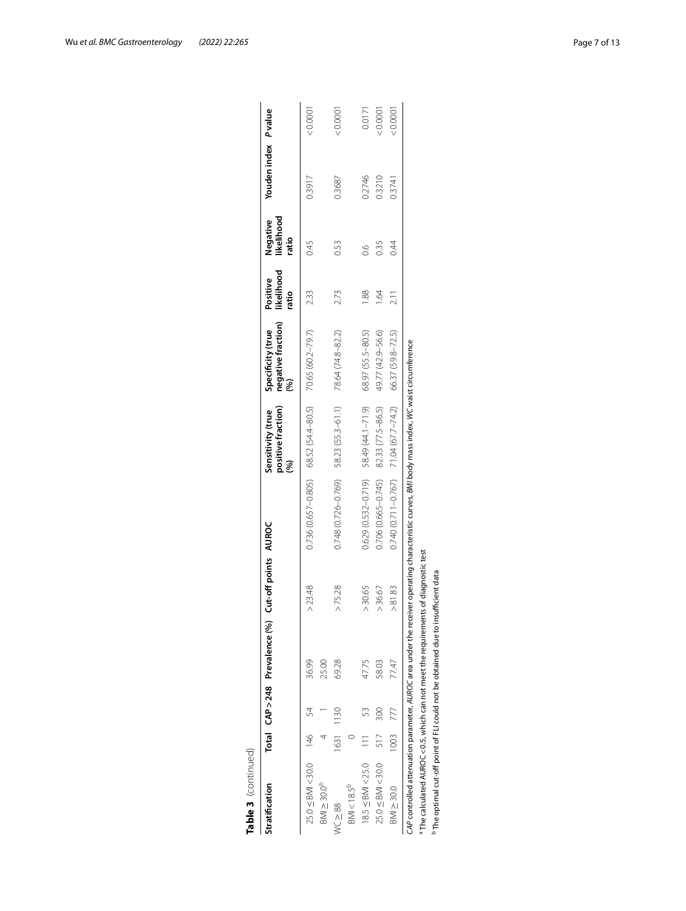**Table 3** (continued)

| Stratification | Total | CAP > 248 | Prevalence (%) | Cut-off points | AUROC | Sensitivity (true positive fraction) (%) | Specificity (true negative fraction) (%) | Positive likelihood ratio | Negative likelihood ratio | Youden index | P value |
|---|---|---|---|---|---|---|---|---|---|---|---|
| 25.0 ≤ BMI < 30.0 | 146 | 54 | 36.99 | > 23.48 | 0.736 (0.657–0.805) | 68.52 (54.4–80.5) | 70.65 (60.2–79.7) | 2.33 | 0.45 | 0.3917 | < 0.0001 |
| BMI ≥ 30.0[b] | 4 | 1 | 25.00 | | | | | | | | |
| WC ≥ 88 | 1631 | 1130 | 69.28 | > 75.28 | 0.748 (0.726–0.769) | 58.23 (55.3–61.1) | 78.64 (74.8–82.2) | 2.73 | 0.53 | 0.3687 | < 0.0001 |
| BMI < 18.5[b] | 0 | | | | | | | | | | |
| 18.5 ≤ BMI < 25.0 | 111 | 53 | 47.75 | > 30.65 | 0.629 (0.532–0.719) | 58.49 (44.1–71.9) | 68.97 (55.5–80.5) | 1.88 | 0.6 | 0.2746 | 0.0171 |
| 25.0 ≤ BMI < 30.0 | 517 | 300 | 58.03 | > 36.67 | 0.706 (0.665–0.745) | 82.33 (77.5–86.5) | 49.77 (42.9–56.6) | 1.64 | 0.35 | 0.3210 | < 0.0001 |
| BMI ≥ 30.0 | 1003 | 777 | 77.47 | > 81.83 | 0.740 (0.711–0.767) | 71.04 (67.7–74.2) | 66.37 (59.8–72.5) | 2.11 | 0.44 | 0.3741 | < 0.0001 |

*CAP* controlled attenuation parameter, *AUROC* area under the receiver operating characteristic curves, *BMI* body mass index, *WC* waist circumference

[a] The calculated AUROC < 0.5, which can not meet the requirements of diagnostic test

[b] The optimal cut-off point of FLI could not be obtained due to insufficient data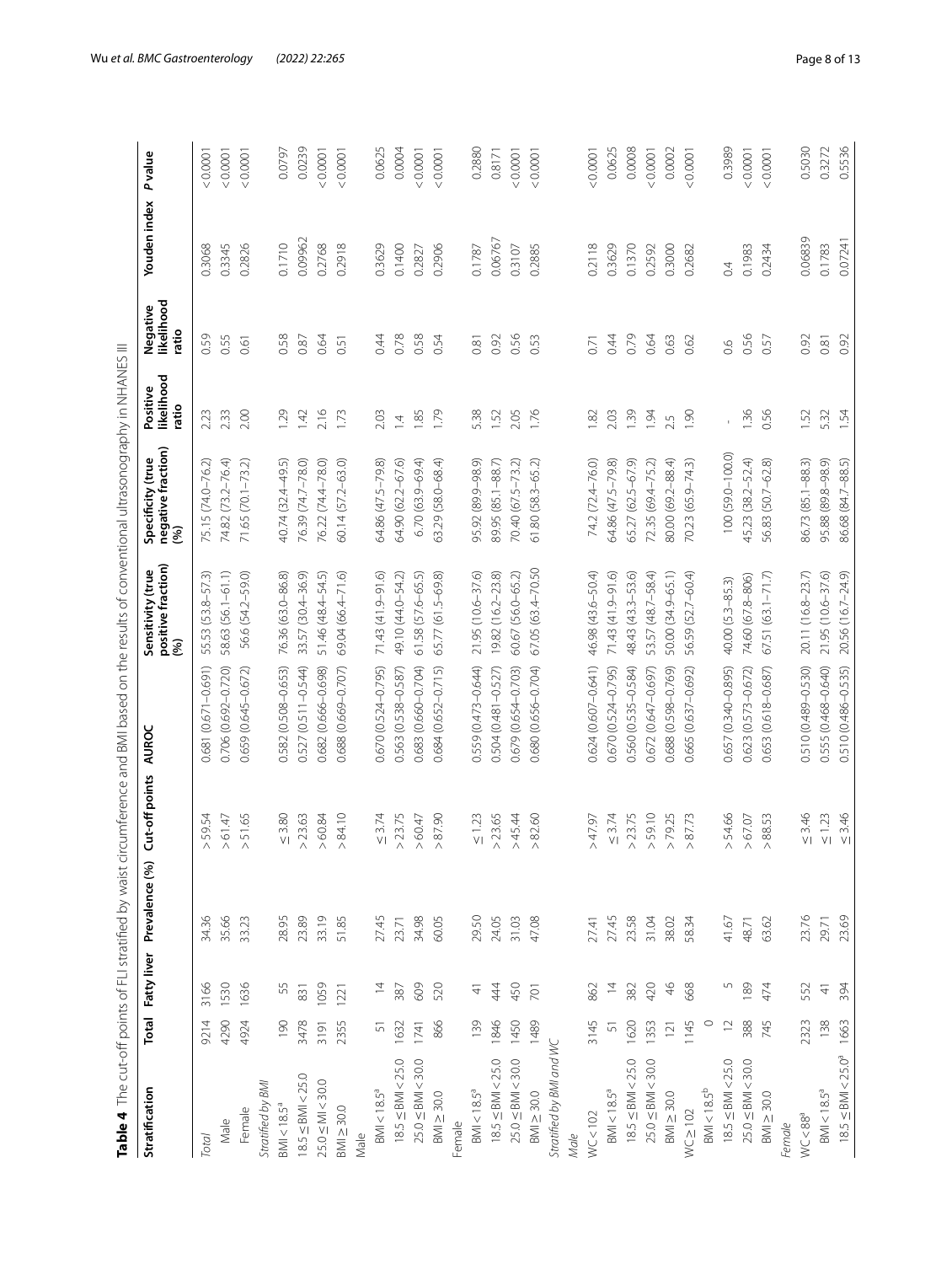**Table 4** The cut-off points of FLI stratified by waist circumference and BMI based on the results of conventional ultrasonography in NHANES III

| Stratification | Total | Fatty liver | Prevalence (%) | Cut-off points | AUROC | Sensitivity (true positive fraction) (%) | Specificity (true negative fraction) (%) | Positive likelihood ratio | Negative likelihood ratio | Youden index | P value |
|---|---|---|---|---|---|---|---|---|---|---|---|
| *Total* | 9214 | 3166 | 34.36 | > 59.54 | 0.681 (0.671–0.691) | 55.53 (53.8–57.3) | 75.15 (74.0–76.2) | 2.23 | 0.59 | 0.3068 | < 0.0001 |
| Male | 4290 | 1530 | 35.66 | > 61.47 | 0.706 (0.692–0.720) | 58.63 (56.1–61.1) | 74.82 (73.2–76.4) | 2.33 | 0.55 | 0.3345 | < 0.0001 |
| Female | 4924 | 1636 | 33.23 | > 51.65 | 0.659 (0.645–0.672) | 56.6 (54.2–59.0) | 71.65 (70.1–73.2) | 2.00 | 0.61 | 0.2826 | < 0.0001 |
| *Stratified by BMI* | | | | | | | | | | | |
| BMI < 18.5[a] | 190 | 55 | 28.95 | ≤ 3.80 | 0.582 (0.508–0.653) | 76.36 (63.0–86.8) | 40.74 (32.4–49.5) | 1.29 | 0.58 | 0.1710 | 0.0797 |
| 18.5 ≤ BMI < 25.0 | 3478 | 831 | 23.89 | > 23.63 | 0.527 (0.511–0.544) | 33.57 (30.4–36.9) | 76.39 (74.7–78.0) | 1.42 | 0.87 | 0.09962 | 0.0239 |
| 25.0 ≤ MI < 30.0 | 3191 | 1059 | 33.19 | > 60.84 | 0.682 (0.666–0.698) | 51.46 (48.4–54.5) | 76.22 (74.4–78.0) | 2.16 | 0.64 | 0.2768 | < 0.0001 |
| BMI ≥ 30.0 | 2355 | 1221 | 51.85 | > 84.10 | 0.688 (0.669–0.707) | 69.04 (66.4–71.6) | 60.14 (57.2–63.0) | 1.73 | 0.51 | 0.2918 | < 0.0001 |
| Male | | | | | | | | | | | |
| BMI < 18.5[a] | 51 | 14 | 27.45 | ≤ 3.74 | 0.670 (0.524–0.795) | 71.43 (41.9–91.6) | 64.86 (47.5–79.8) | 2.03 | 0.44 | 0.3629 | 0.0625 |
| 18.5 ≤ BMI < 25.0 | 1632 | 387 | 23.71 | > 23.75 | 0.563 (0.538–0.587) | 49.10 (44.0–54.2) | 64.90 (62.2–67.6) | 1.4 | 0.78 | 0.1400 | 0.0004 |
| 25.0 ≤ BMI < 30.0 | 1741 | 609 | 34.98 | > 60.47 | 0.683 (0.660–0.704) | 61.58 (57.6–65.5) | 6.70 (63.9–69.4) | 1.85 | 0.58 | 0.2827 | < 0.0001 |
| BMI ≥ 30.0 | 866 | 520 | 60.05 | > 87.90 | 0.684 (0.652–0.715) | 65.77 (61.5–69.8) | 63.29 (58.0–68.4) | 1.79 | 0.54 | 0.2906 | < 0.0001 |
| Female | | | | | | | | | | | |
| BMI < 18.5[a] | 139 | 41 | 29.50 | ≤ 1.23 | 0.559 (0.473–0.644) | 21.95 (10.6–37.6) | 95.92 (89.9–98.9) | 5.38 | 0.81 | 0.1787 | 0.2880 |
| 18.5 ≤ BMI < 25.0 | 1846 | 444 | 24.05 | > 23.65 | 0.504 (0.481–0.527) | 19.82 (16.2–23.8) | 89.95 (85.1–88.7) | 1.52 | 0.92 | 0.06767 | 0.8171 |
| 25.0 ≤ BMI < 30.0 | 1450 | 450 | 31.03 | > 45.44 | 0.679 (0.654–0.703) | 60.67 (56.0–65.2) | 70.40 (67.5–73.2) | 2.05 | 0.56 | 0.3107 | < 0.0001 |
| BMI ≥ 30.0 | 1489 | 701 | 47.08 | > 82.60 | 0.680 (0.656–0.704) | 67.05 (63.4–70.50 | 61.80 (58.3–65.2) | 1.76 | 0.53 | 0.2885 | < 0.0001 |
| *Stratified by BMI and WC* | | | | | | | | | | | |
| *Male* | | | | | | | | | | | |
| WC < 102 | 3145 | 862 | 27.41 | > 47.97 | 0.624 (0.607–0.641) | 46.98 (43.6–50.4) | 74.2 (72.4–76.0) | 1.82 | 0.71 | 0.2118 | < 0.0001 |
| BMI < 18.5[a] | 51 | 14 | 27.45 | ≤ 3.74 | 0.670 (0.524–0.795) | 71.43 (41.9–91.6) | 64.86 (47.5–79.8) | 2.03 | 0.44 | 0.3629 | 0.0625 |
| 18.5 ≤ BMI < 25.0 | 1620 | 382 | 23.58 | > 23.75 | 0.560 (0.535–0.584) | 48.43 (43.3–53.6) | 65.27 (62.5–67.9) | 1.39 | 0.79 | 0.1370 | 0.0008 |
| 25.0 ≤ BMI < 30.0 | 1353 | 420 | 31.04 | > 59.10 | 0.672 (0.647–0.697) | 53.57 (48.7–58.4) | 72.35 (69.4–75.2) | 1.94 | 0.64 | 0.2592 | < 0.0001 |
| BMI ≥ 30.0 | 121 | 46 | 38.02 | > 79.25 | 0.688 (0.598–0.769) | 50.00 (34.9–65.1) | 80.00 (69.2–88.4) | 2.5 | 0.63 | 0.3000 | 0.0002 |
| WC ≥ 102 | 1145 | 668 | 58.34 | > 87.73 | 0.665 (0.637–0.692) | 56.59 (52.7–60.4) | 70.23 (65.9–74.3) | 1.90 | 0.62 | 0.2682 | < 0.0001 |
| BMI < 18.5[b] | 0 | | | | | | | | | | |
| 18.5 ≤ BMI < 25.0 | 12 | 5 | 41.67 | > 54.66 | 0.657 (0.340–0.895) | 40.00 (5.3–85.3) | 100 (59.0–100.0) | - | 0.6 | 0.4 | 0.3989 |
| 25.0 ≤ BMI < 30.0 | 388 | 189 | 48.71 | > 67.07 | 0.623 (0.573–0.672) | 74.60 (67.8–806) | 45.23 (38.2–52.4) | 1.36 | 0.56 | 0.1983 | < 0.0001 |
| BMI ≥ 30.0 | 745 | 474 | 63.62 | > 88.53 | 0.653 (0.618–0.687) | 67.51 (63.1–71.7) | 56.83 (50.7–62.8) | 0.56 | 0.57 | 0.2434 | < 0.0001 |
| *Female* | | | | | | | | | | | |
| WC < 88[a] | 2323 | 552 | 23.76 | ≤ 3.46 | 0.510 (0.489–0.530) | 20.11 (16.8–23.7) | 86.73 (85.1–88.3) | 1.52 | 0.92 | 0.06839 | 0.5030 |
| BMI < 18.5[a] | 138 | 41 | 29.71 | ≤ 1.23 | 0.555 (0.468–0.640) | 21.95 (10.6–37.6) | 95.88 (89.8–98.9) | 5.32 | 0.81 | 0.1783 | 0.3272 |
| 18.5 ≤ BMI < 25.0[a] | 1663 | 394 | 23.69 | ≤ 3.46 | 0.510 (0.486–0.535) | 20.56 (16.7–24.9) | 86.68 (84.7–88.5) | 1.54 | 0.92 | 0.07241 | 0.5536 |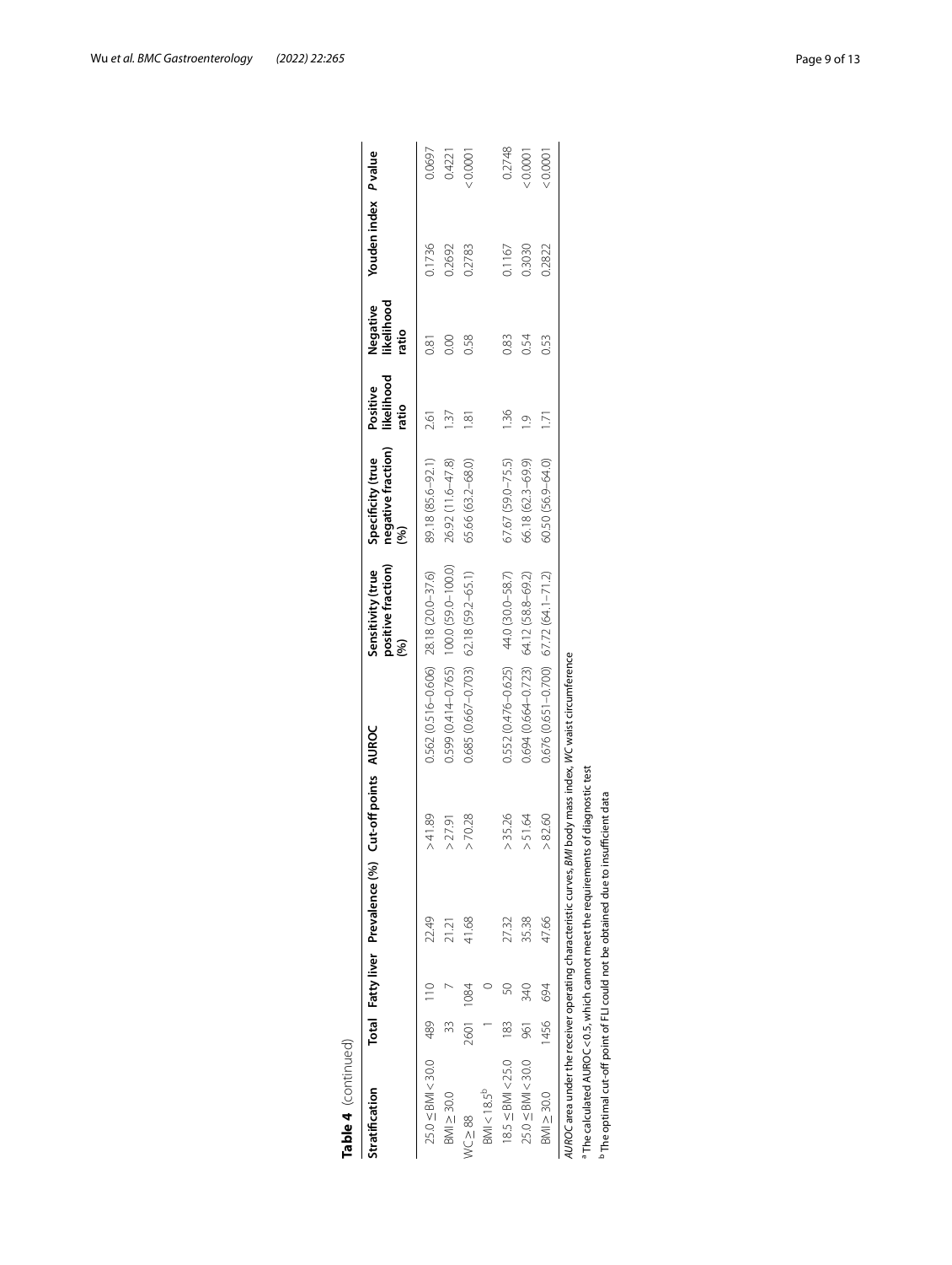**Table 4** (continued)

| Stratification | Total | Fatty liver | Prevalence (%) | Cut-off points | AUROC | Sensitivity (true positive fraction) (%) | Specificity (true negative fraction) (%) | Positive likelihood ratio | Negative likelihood ratio | Youden index | *P* value |
|---|---|---|---|---|---|---|---|---|---|---|---|
| 25.0 ≤ BMI < 30.0 | 489 | 110 | 22.49 | > 41.89 | 0.562 (0.516–0.606) | 28.18 (20.0–37.6) | 89.18 (85.6–92.1) | 2.61 | 0.81 | 0.1736 | 0.0697 |
| BMI ≥ 30.0 | 33 | 7 | 21.21 | > 27.91 | 0.599 (0.414–0.765) | 100.0 (59.0–100.0) | 26.92 (11.6–47.8) | 1.37 | 0.00 | 0.2692 | 0.4221 |
| WC ≥ 88 | 2601 | 1084 | 41.68 | > 70.28 | 0.685 (0.667–0.703) | 62.18 (59.2–65.1) | 65.66 (63.2–68.0) | 1.81 | 0.58 | 0.2783 | < 0.0001 |
| BMI < 18.5[b] | 1 | 0 | | | | | | | | | |
| 18.5 ≤ BMI < 25.0 | 183 | 50 | 27.32 | > 35.26 | 0.552 (0.476–0.625) | 44.0 (30.0–58.7) | 67.67 (59.0–75.5) | 1.36 | 0.83 | 0.1167 | 0.2748 |
| 25.0 ≤ BMI < 30.0 | 961 | 340 | 35.38 | > 51.64 | 0.694 (0.664–0.723) | 64.12 (58.8–69.2) | 66.18 (62.3–69.9) | 1.9 | 0.54 | 0.3030 | < 0.0001 |
| BMI ≥ 30.0 | 1456 | 694 | 47.66 | > 82.60 | 0.676 (0.651–0.700) | 67.72 (64.1–71.2) | 60.50 (56.9–64.0) | 1.71 | 0.53 | 0.2822 | < 0.0001 |

*AUROC* area under the receiver operating characteristic curves, *BMI* body mass index, *WC* waist circumference

[a] The calculated AUROC < 0.5, which cannot meet the requirements of diagnostic test

[b] The optimal cut-off point of FLI could not be obtained due to insufficient data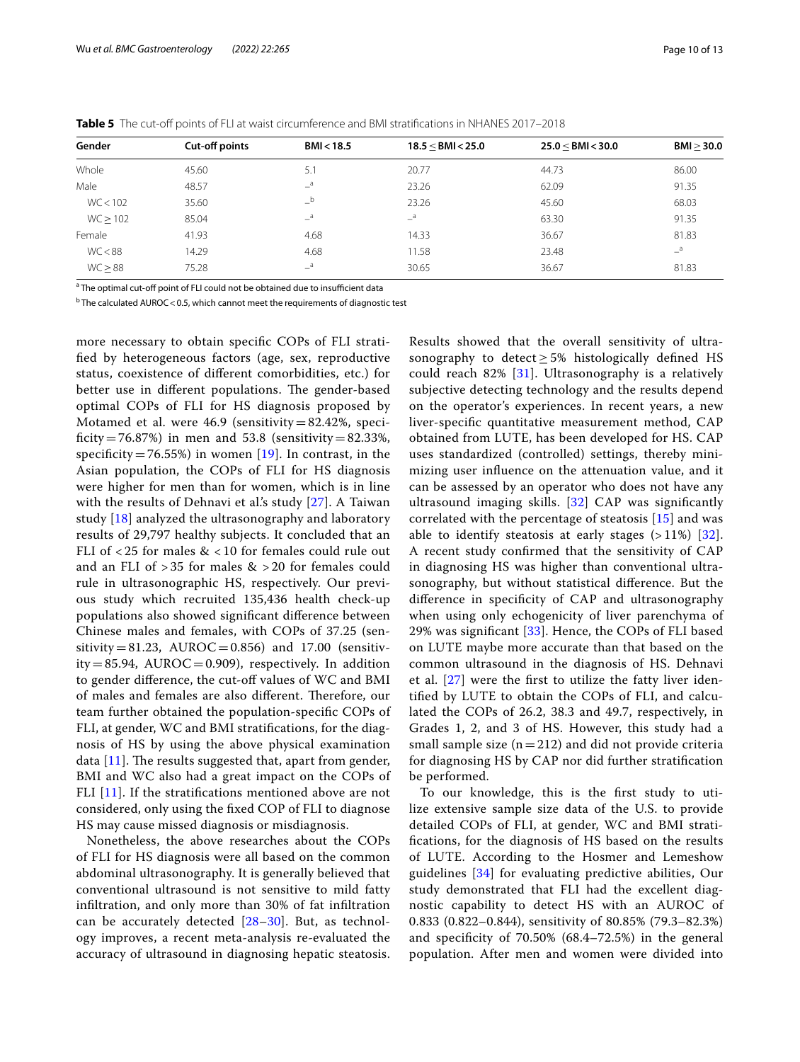**Table 5** The cut-off points of FLI at waist circumference and BMI stratifications in NHANES 2017–2018

| Gender | Cut-off points | BMI < 18.5 | 18.5 ≤ BMI < 25.0 | 25.0 ≤ BMI < 30.0 | BMI ≥ 30.0 |
|---|---|---|---|---|---|
| Whole | 45.60 | 5.1 | 20.77 | 44.73 | 86.00 |
| Male | 48.57 | –[a] | 23.26 | 62.09 | 91.35 |
| WC < 102 | 35.60 | –[b] | 23.26 | 45.60 | 68.03 |
| WC ≥ 102 | 85.04 | –[a] | –[a] | 63.30 | 91.35 |
| Female | 41.93 | 4.68 | 14.33 | 36.67 | 81.83 |
| WC < 88 | 14.29 | 4.68 | 11.58 | 23.48 | –[a] |
| WC ≥ 88 | 75.28 | –[a] | 30.65 | 36.67 | 81.83 |

[a] The optimal cut-off point of FLI could not be obtained due to insufficient data

[b] The calculated AUROC < 0.5, which cannot meet the requirements of diagnostic test

more necessary to obtain specific COPs of FLI stratified by heterogeneous factors (age, sex, reproductive status, coexistence of different comorbidities, etc.) for better use in different populations. The gender-based optimal COPs of FLI for HS diagnosis proposed by Motamed et al. were 46.9 (sensitivity = 82.42%, specificity = 76.87%) in men and 53.8 (sensitivity = 82.33%, specificity = 76.55%) in women [19]. In contrast, in the Asian population, the COPs of FLI for HS diagnosis were higher for men than for women, which is in line with the results of Dehnavi et al.'s study [27]. A Taiwan study [18] analyzed the ultrasonography and laboratory results of 29,797 healthy subjects. It concluded that an FLI of < 25 for males & < 10 for females could rule out and an FLI of > 35 for males & > 20 for females could rule in ultrasonographic HS, respectively. Our previous study which recruited 135,436 health check-up populations also showed significant difference between Chinese males and females, with COPs of 37.25 (sensitivity = 81.23, AUROC = 0.856) and 17.00 (sensitivity = 85.94, AUROC = 0.909), respectively. In addition to gender difference, the cut-off values of WC and BMI of males and females are also different. Therefore, our team further obtained the population-specific COPs of FLI, at gender, WC and BMI stratifications, for the diagnosis of HS by using the above physical examination data [11]. The results suggested that, apart from gender, BMI and WC also had a great impact on the COPs of FLI [11]. If the stratifications mentioned above are not considered, only using the fixed COP of FLI to diagnose HS may cause missed diagnosis or misdiagnosis.

Nonetheless, the above researches about the COPs of FLI for HS diagnosis were all based on the common abdominal ultrasonography. It is generally believed that conventional ultrasound is not sensitive to mild fatty infiltration, and only more than 30% of fat infiltration can be accurately detected [28–30]. But, as technology improves, a recent meta-analysis re-evaluated the accuracy of ultrasound in diagnosing hepatic steatosis. Results showed that the overall sensitivity of ultrasonography to detect ≥ 5% histologically defined HS could reach 82% [31]. Ultrasonography is a relatively subjective detecting technology and the results depend on the operator's experiences. In recent years, a new liver-specific quantitative measurement method, CAP obtained from LUTE, has been developed for HS. CAP uses standardized (controlled) settings, thereby minimizing user influence on the attenuation value, and it can be assessed by an operator who does not have any ultrasound imaging skills. [32] CAP was significantly correlated with the percentage of steatosis [15] and was able to identify steatosis at early stages (> 11%) [32]. A recent study confirmed that the sensitivity of CAP in diagnosing HS was higher than conventional ultrasonography, but without statistical difference. But the difference in specificity of CAP and ultrasonography when using only echogenicity of liver parenchyma of 29% was significant [33]. Hence, the COPs of FLI based on LUTE maybe more accurate than that based on the common ultrasound in the diagnosis of HS. Dehnavi et al. [27] were the first to utilize the fatty liver identified by LUTE to obtain the COPs of FLI, and calculated the COPs of 26.2, 38.3 and 49.7, respectively, in Grades 1, 2, and 3 of HS. However, this study had a small sample size (n = 212) and did not provide criteria for diagnosing HS by CAP nor did further stratification be performed.

To our knowledge, this is the first study to utilize extensive sample size data of the U.S. to provide detailed COPs of FLI, at gender, WC and BMI stratifications, for the diagnosis of HS based on the results of LUTE. According to the Hosmer and Lemeshow guidelines [34] for evaluating predictive abilities, Our study demonstrated that FLI had the excellent diagnostic capability to detect HS with an AUROC of 0.833 (0.822–0.844), sensitivity of 80.85% (79.3–82.3%) and specificity of 70.50% (68.4–72.5%) in the general population. After men and women were divided into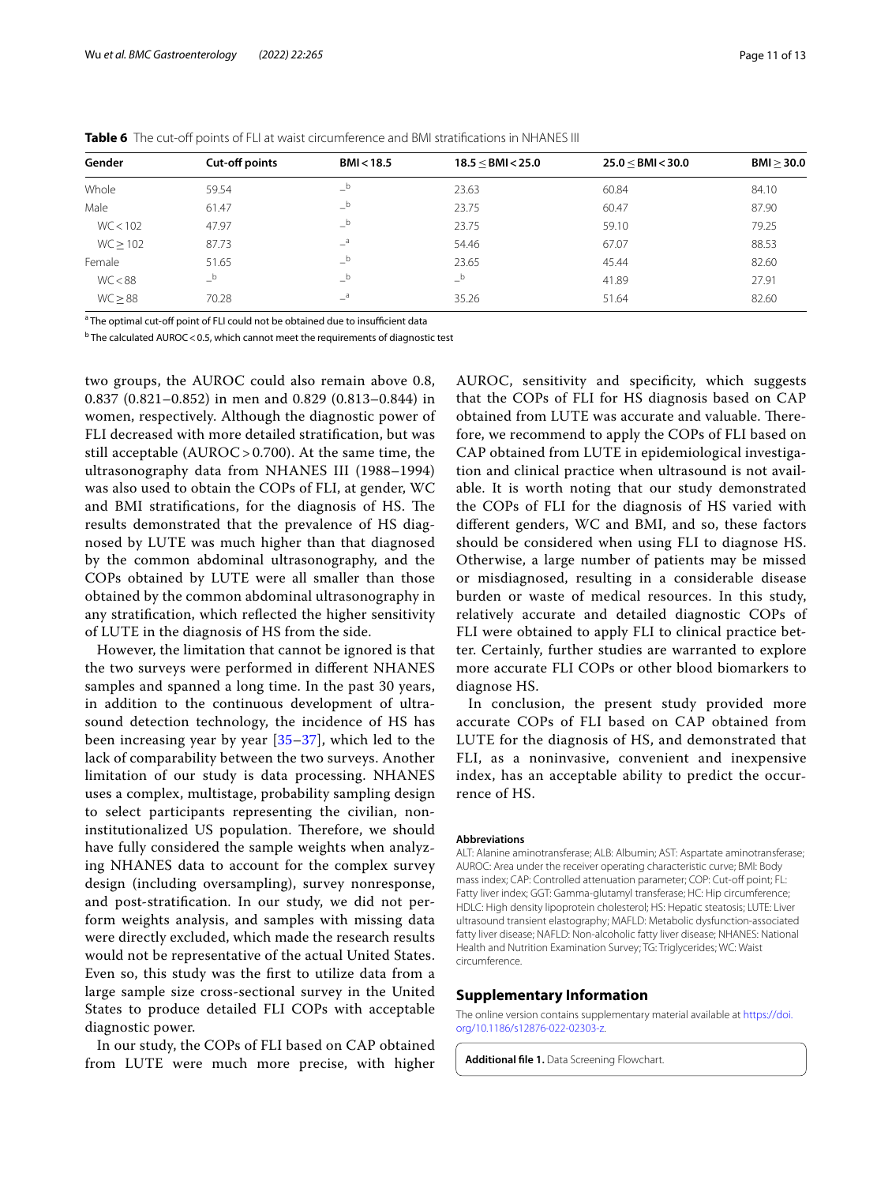**Table 6** The cut-off points of FLI at waist circumference and BMI stratifications in NHANES III

| Gender | Cut-off points | BMI < 18.5 | 18.5 ≤ BMI < 25.0 | 25.0 ≤ BMI < 30.0 | BMI ≥ 30.0 |
|---|---|---|---|---|---|
| Whole | 59.54 | _[b] | 23.63 | 60.84 | 84.10 |
| Male | 61.47 | _[b] | 23.75 | 60.47 | 87.90 |
| WC < 102 | 47.97 | _[b] | 23.75 | 59.10 | 79.25 |
| WC ≥ 102 | 87.73 | _[a] | 54.46 | 67.07 | 88.53 |
| Female | 51.65 | _[b] | 23.65 | 45.44 | 82.60 |
| WC < 88 | _[b] | _[b] | _[b] | 41.89 | 27.91 |
| WC ≥ 88 | 70.28 | _[a] | 35.26 | 51.64 | 82.60 |

[a] The optimal cut-off point of FLI could not be obtained due to insufficient data

[b] The calculated AUROC < 0.5, which cannot meet the requirements of diagnostic test

two groups, the AUROC could also remain above 0.8, 0.837 (0.821–0.852) in men and 0.829 (0.813–0.844) in women, respectively. Although the diagnostic power of FLI decreased with more detailed stratification, but was still acceptable (AUROC > 0.700). At the same time, the ultrasonography data from NHANES III (1988–1994) was also used to obtain the COPs of FLI, at gender, WC and BMI stratifications, for the diagnosis of HS. The results demonstrated that the prevalence of HS diagnosed by LUTE was much higher than that diagnosed by the common abdominal ultrasonography, and the COPs obtained by LUTE were all smaller than those obtained by the common abdominal ultrasonography in any stratification, which reflected the higher sensitivity of LUTE in the diagnosis of HS from the side.

However, the limitation that cannot be ignored is that the two surveys were performed in different NHANES samples and spanned a long time. In the past 30 years, in addition to the continuous development of ultrasound detection technology, the incidence of HS has been increasing year by year [35–37], which led to the lack of comparability between the two surveys. Another limitation of our study is data processing. NHANES uses a complex, multistage, probability sampling design to select participants representing the civilian, non-institutionalized US population. Therefore, we should have fully considered the sample weights when analyzing NHANES data to account for the complex survey design (including oversampling), survey nonresponse, and post-stratification. In our study, we did not perform weights analysis, and samples with missing data were directly excluded, which made the research results would not be representative of the actual United States. Even so, this study was the first to utilize data from a large sample size cross-sectional survey in the United States to produce detailed FLI COPs with acceptable diagnostic power.

In our study, the COPs of FLI based on CAP obtained from LUTE were much more precise, with higher AUROC, sensitivity and specificity, which suggests that the COPs of FLI for HS diagnosis based on CAP obtained from LUTE was accurate and valuable. Therefore, we recommend to apply the COPs of FLI based on CAP obtained from LUTE in epidemiological investigation and clinical practice when ultrasound is not available. It is worth noting that our study demonstrated the COPs of FLI for the diagnosis of HS varied with different genders, WC and BMI, and so, these factors should be considered when using FLI to diagnose HS. Otherwise, a large number of patients may be missed or misdiagnosed, resulting in a considerable disease burden or waste of medical resources. In this study, relatively accurate and detailed diagnostic COPs of FLI were obtained to apply FLI to clinical practice better. Certainly, further studies are warranted to explore more accurate FLI COPs or other blood biomarkers to diagnose HS.

In conclusion, the present study provided more accurate COPs of FLI based on CAP obtained from LUTE for the diagnosis of HS, and demonstrated that FLI, as a noninvasive, convenient and inexpensive index, has an acceptable ability to predict the occurrence of HS.

#### Abbreviations

ALT: Alanine aminotransferase; ALB: Albumin; AST: Aspartate aminotransferase; AUROC: Area under the receiver operating characteristic curve; BMI: Body mass index; CAP: Controlled attenuation parameter; COP: Cut-off point; FL: Fatty liver index; GGT: Gamma-glutamyl transferase; HC: Hip circumference; HDLC: High density lipoprotein cholesterol; HS: Hepatic steatosis; LUTE: Liver ultrasound transient elastography; MAFLD: Metabolic dysfunction-associated fatty liver disease; NAFLD: Non-alcoholic fatty liver disease; NHANES: National Health and Nutrition Examination Survey; TG: Triglycerides; WC: Waist circumference.

## Supplementary Information

The online version contains supplementary material available at https://doi.org/10.1186/s12876-022-02303-z.

**Additional file 1.** Data Screening Flowchart.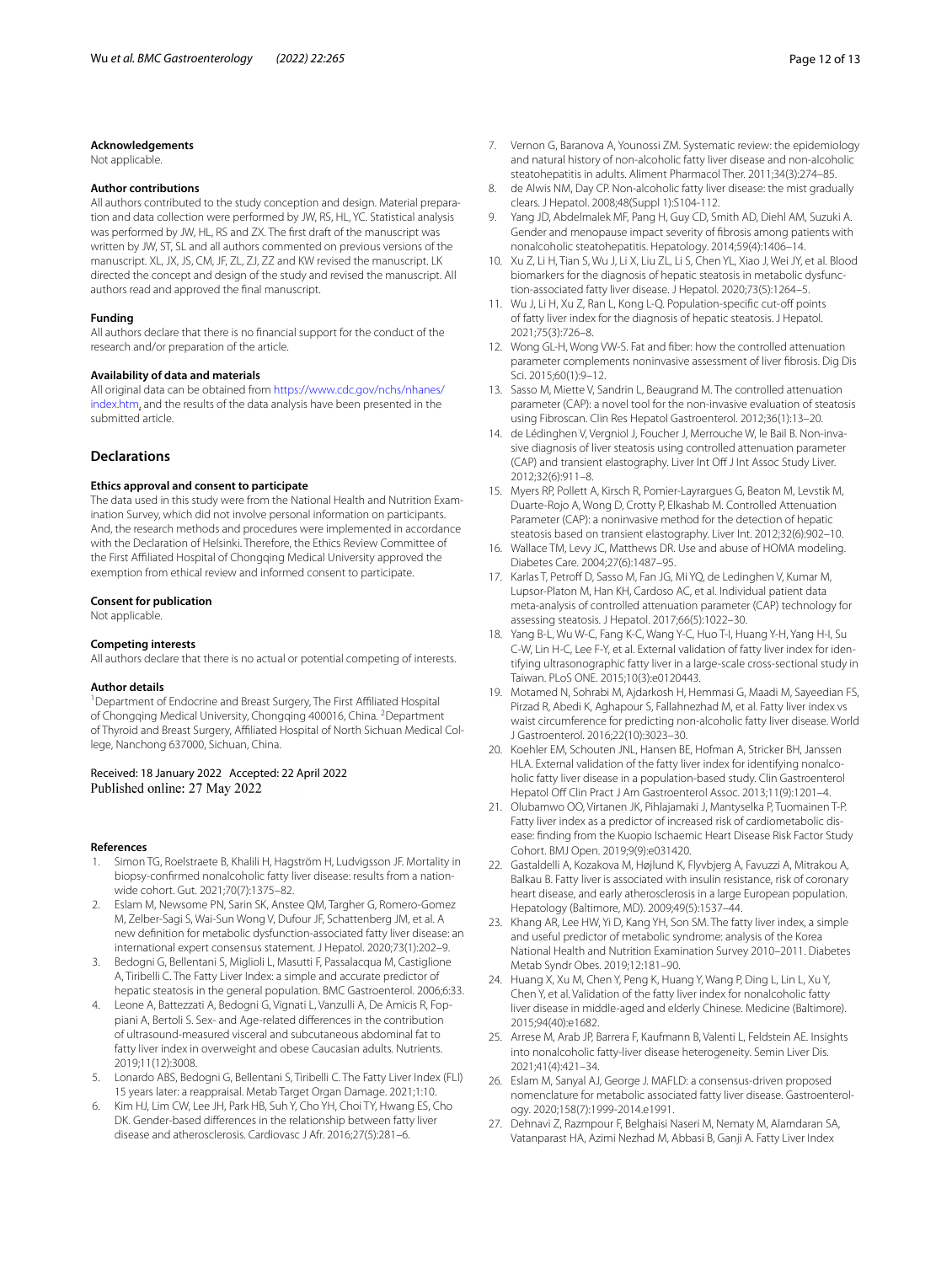**Acknowledgements**

Not applicable.

**Author contributions**

All authors contributed to the study conception and design. Material preparation and data collection were performed by JW, RS, HL, YC. Statistical analysis was performed by JW, HL, RS and ZX. The first draft of the manuscript was written by JW, ST, SL and all authors commented on previous versions of the manuscript. XL, JX, JS, CM, JF, ZL, ZJ, ZZ and KW revised the manuscript. LK directed the concept and design of the study and revised the manuscript. All authors read and approved the final manuscript.

**Funding**

All authors declare that there is no financial support for the conduct of the research and/or preparation of the article.

**Availability of data and materials**

All original data can be obtained from https://www.cdc.gov/nchs/nhanes/index.htm, and the results of the data analysis have been presented in the submitted article.

## Declarations

**Ethics approval and consent to participate**

The data used in this study were from the National Health and Nutrition Examination Survey, which did not involve personal information on participants. And, the research methods and procedures were implemented in accordance with the Declaration of Helsinki. Therefore, the Ethics Review Committee of the First Affiliated Hospital of Chongqing Medical University approved the exemption from ethical review and informed consent to participate.

**Consent for publication**

Not applicable.

**Competing interests**

All authors declare that there is no actual or potential competing of interests.

**Author details**

[1]Department of Endocrine and Breast Surgery, The First Affiliated Hospital of Chongqing Medical University, Chongqing 400016, China. [2]Department of Thyroid and Breast Surgery, Affiliated Hospital of North Sichuan Medical College, Nanchong 637000, Sichuan, China.

Received: 18 January 2022 Accepted: 22 April 2022
Published online: 27 May 2022

**References**

1. Simon TG, Roelstraete B, Khalili H, Hagström H, Ludvigsson JF. Mortality in biopsy-confirmed nonalcoholic fatty liver disease: results from a nationwide cohort. Gut. 2021;70(7):1375–82.
2. Eslam M, Newsome PN, Sarin SK, Anstee QM, Targher G, Romero-Gomez M, Zelber-Sagi S, Wai-Sun Wong V, Dufour JF, Schattenberg JM, et al. A new definition for metabolic dysfunction-associated fatty liver disease: an international expert consensus statement. J Hepatol. 2020;73(1):202–9.
3. Bedogni G, Bellentani S, Miglioli L, Masutti F, Passalacqua M, Castiglione A, Tiribelli C. The Fatty Liver Index: a simple and accurate predictor of hepatic steatosis in the general population. BMC Gastroenterol. 2006;6:33.
4. Leone A, Battezzati A, Bedogni G, Vignati L, Vanzulli A, De Amicis R, Foppiani A, Bertoli S. Sex- and Age-related differences in the contribution of ultrasound-measured visceral and subcutaneous abdominal fat to fatty liver index in overweight and obese Caucasian adults. Nutrients. 2019;11(12):3008.
5. Lonardo ABS, Bedogni G, Bellentani S, Tiribelli C. The Fatty Liver Index (FLI) 15 years later: a reappraisal. Metab Target Organ Damage. 2021;1:10.
6. Kim HJ, Lim CW, Lee JH, Park HB, Suh Y, Cho YH, Choi TY, Hwang ES, Cho DK. Gender-based differences in the relationship between fatty liver disease and atherosclerosis. Cardiovasc J Afr. 2016;27(5):281–6.
7. Vernon G, Baranova A, Younossi ZM. Systematic review: the epidemiology and natural history of non-alcoholic fatty liver disease and non-alcoholic steatohepatitis in adults. Aliment Pharmacol Ther. 2011;34(3):274–85.
8. de Alwis NM, Day CP. Non-alcoholic fatty liver disease: the mist gradually clears. J Hepatol. 2008;48(Suppl 1):S104-112.
9. Yang JD, Abdelmalek MF, Pang H, Guy CD, Smith AD, Diehl AM, Suzuki A. Gender and menopause impact severity of fibrosis among patients with nonalcoholic steatohepatitis. Hepatology. 2014;59(4):1406–14.
10. Xu Z, Li H, Tian S, Wu J, Li X, Liu ZL, Li S, Chen YL, Xiao J, Wei JY, et al. Blood biomarkers for the diagnosis of hepatic steatosis in metabolic dysfunction-associated fatty liver disease. J Hepatol. 2020;73(5):1264–5.
11. Wu J, Li H, Xu Z, Ran L, Kong L-Q. Population-specific cut-off points of fatty liver index for the diagnosis of hepatic steatosis. J Hepatol. 2021;75(3):726–8.
12. Wong GL-H, Wong VW-S. Fat and fiber: how the controlled attenuation parameter complements noninvasive assessment of liver fibrosis. Dig Dis Sci. 2015;60(1):9–12.
13. Sasso M, Miette V, Sandrin L, Beaugrand M. The controlled attenuation parameter (CAP): a novel tool for the non-invasive evaluation of steatosis using Fibroscan. Clin Res Hepatol Gastroenterol. 2012;36(1):13–20.
14. de Lédinghen V, Vergniol J, Foucher J, Merrouche W, le Bail B. Non-invasive diagnosis of liver steatosis using controlled attenuation parameter (CAP) and transient elastography. Liver Int Off J Int Assoc Study Liver. 2012;32(6):911–8.
15. Myers RP, Pollett A, Kirsch R, Pomier-Layrargues G, Beaton M, Levstik M, Duarte-Rojo A, Wong D, Crotty P, Elkashab M. Controlled Attenuation Parameter (CAP): a noninvasive method for the detection of hepatic steatosis based on transient elastography. Liver Int. 2012;32(6):902–10.
16. Wallace TM, Levy JC, Matthews DR. Use and abuse of HOMA modeling. Diabetes Care. 2004;27(6):1487–95.
17. Karlas T, Petroff D, Sasso M, Fan JG, Mi YQ, de Ledinghen V, Kumar M, Lupsor-Platon M, Han KH, Cardoso AC, et al. Individual patient data meta-analysis of controlled attenuation parameter (CAP) technology for assessing steatosis. J Hepatol. 2017;66(5):1022–30.
18. Yang B-L, Wu W-C, Fang K-C, Wang Y-C, Huo T-I, Huang Y-H, Yang H-I, Su C-W, Lin H-C, Lee F-Y, et al. External validation of fatty liver index for identifying ultrasonographic fatty liver in a large-scale cross-sectional study in Taiwan. PLoS ONE. 2015;10(3):e0120443.
19. Motamed N, Sohrabi M, Ajdarkosh H, Hemmasi G, Maadi M, Sayeedian FS, Pirzad R, Abedi K, Aghapour S, Fallahnezhad M, et al. Fatty liver index vs waist circumference for predicting non-alcoholic fatty liver disease. World J Gastroenterol. 2016;22(10):3023–30.
20. Koehler EM, Schouten JNL, Hansen BE, Hofman A, Stricker BH, Janssen HLA. External validation of the fatty liver index for identifying nonalcoholic fatty liver disease in a population-based study. Clin Gastroenterol Hepatol Off Clin Pract J Am Gastroenterol Assoc. 2013;11(9):1201–4.
21. Olubamwo OO, Virtanen JK, Pihlajamaki J, Mantyselka P, Tuomainen T-P. Fatty liver index as a predictor of increased risk of cardiometabolic disease: finding from the Kuopio Ischaemic Heart Disease Risk Factor Study Cohort. BMJ Open. 2019;9(9):e031420.
22. Gastaldelli A, Kozakova M, Højlund K, Flyvbjerg A, Favuzzi A, Mitrakou A, Balkau B. Fatty liver is associated with insulin resistance, risk of coronary heart disease, and early atherosclerosis in a large European population. Hepatology (Baltimore, MD). 2009;49(5):1537–44.
23. Khang AR, Lee HW, Yi D, Kang YH, Son SM. The fatty liver index, a simple and useful predictor of metabolic syndrome: analysis of the Korea National Health and Nutrition Examination Survey 2010–2011. Diabetes Metab Syndr Obes. 2019;12:181–90.
24. Huang X, Xu M, Chen Y, Peng K, Huang Y, Wang P, Ding L, Lin L, Xu Y, Chen Y, et al. Validation of the fatty liver index for nonalcoholic fatty liver disease in middle-aged and elderly Chinese. Medicine (Baltimore). 2015;94(40):e1682.
25. Arrese M, Arab JP, Barrera F, Kaufmann B, Valenti L, Feldstein AE. Insights into nonalcoholic fatty-liver disease heterogeneity. Semin Liver Dis. 2021;41(4):421–34.
26. Eslam M, Sanyal AJ, George J. MAFLD: a consensus-driven proposed nomenclature for metabolic associated fatty liver disease. Gastroenterology. 2020;158(7):1999-2014.e1991.
27. Dehnavi Z, Razmpour F, Belghaisi Naseri M, Nematy M, Alamdaran SA, Vatanparast HA, Azimi Nezhad M, Abbasi B, Ganji A. Fatty Liver Index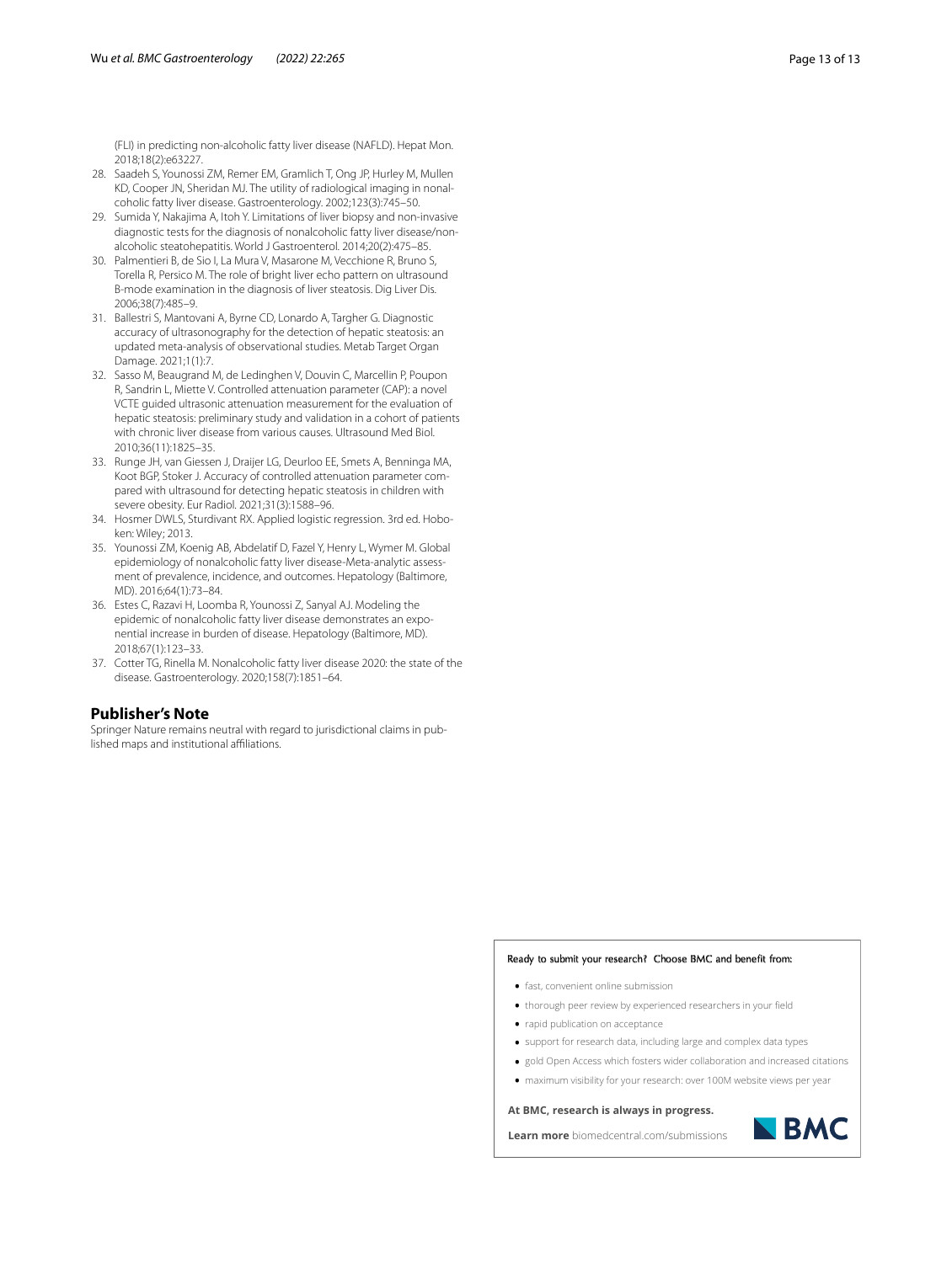(FLI) in predicting non-alcoholic fatty liver disease (NAFLD). Hepat Mon. 2018;18(2):e63227.

28. Saadeh S, Younossi ZM, Remer EM, Gramlich T, Ong JP, Hurley M, Mullen KD, Cooper JN, Sheridan MJ. The utility of radiological imaging in nonalcoholic fatty liver disease. Gastroenterology. 2002;123(3):745–50.
29. Sumida Y, Nakajima A, Itoh Y. Limitations of liver biopsy and non-invasive diagnostic tests for the diagnosis of nonalcoholic fatty liver disease/nonalcoholic steatohepatitis. World J Gastroenterol. 2014;20(2):475–85.
30. Palmentieri B, de Sio I, La Mura V, Masarone M, Vecchione R, Bruno S, Torella R, Persico M. The role of bright liver echo pattern on ultrasound B-mode examination in the diagnosis of liver steatosis. Dig Liver Dis. 2006;38(7):485–9.
31. Ballestri S, Mantovani A, Byrne CD, Lonardo A, Targher G. Diagnostic accuracy of ultrasonography for the detection of hepatic steatosis: an updated meta-analysis of observational studies. Metab Target Organ Damage. 2021;1(1):7.
32. Sasso M, Beaugrand M, de Ledinghen V, Douvin C, Marcellin P, Poupon R, Sandrin L, Miette V. Controlled attenuation parameter (CAP): a novel VCTE guided ultrasonic attenuation measurement for the evaluation of hepatic steatosis: preliminary study and validation in a cohort of patients with chronic liver disease from various causes. Ultrasound Med Biol. 2010;36(11):1825–35.
33. Runge JH, van Giessen J, Draijer LG, Deurloo EE, Smets A, Benninga MA, Koot BGP, Stoker J. Accuracy of controlled attenuation parameter compared with ultrasound for detecting hepatic steatosis in children with severe obesity. Eur Radiol. 2021;31(3):1588–96.
34. Hosmer DWLS, Sturdivant RX. Applied logistic regression. 3rd ed. Hoboken: Wiley; 2013.
35. Younossi ZM, Koenig AB, Abdelatif D, Fazel Y, Henry L, Wymer M. Global epidemiology of nonalcoholic fatty liver disease-Meta-analytic assessment of prevalence, incidence, and outcomes. Hepatology (Baltimore, MD). 2016;64(1):73–84.
36. Estes C, Razavi H, Loomba R, Younossi Z, Sanyal AJ. Modeling the epidemic of nonalcoholic fatty liver disease demonstrates an exponential increase in burden of disease. Hepatology (Baltimore, MD). 2018;67(1):123–33.
37. Cotter TG, Rinella M. Nonalcoholic fatty liver disease 2020: the state of the disease. Gastroenterology. 2020;158(7):1851–64.

## Publisher's Note

Springer Nature remains neutral with regard to jurisdictional claims in published maps and institutional affiliations.

Ready to submit your research? Choose BMC and benefit from:

- fast, convenient online submission
- thorough peer review by experienced researchers in your field
- rapid publication on acceptance
- support for research data, including large and complex data types
- gold Open Access which fosters wider collaboration and increased citations
- maximum visibility for your research: over 100M website views per year

**At BMC, research is always in progress.**

**Learn more** biomedcentral.com/submissions

BMC